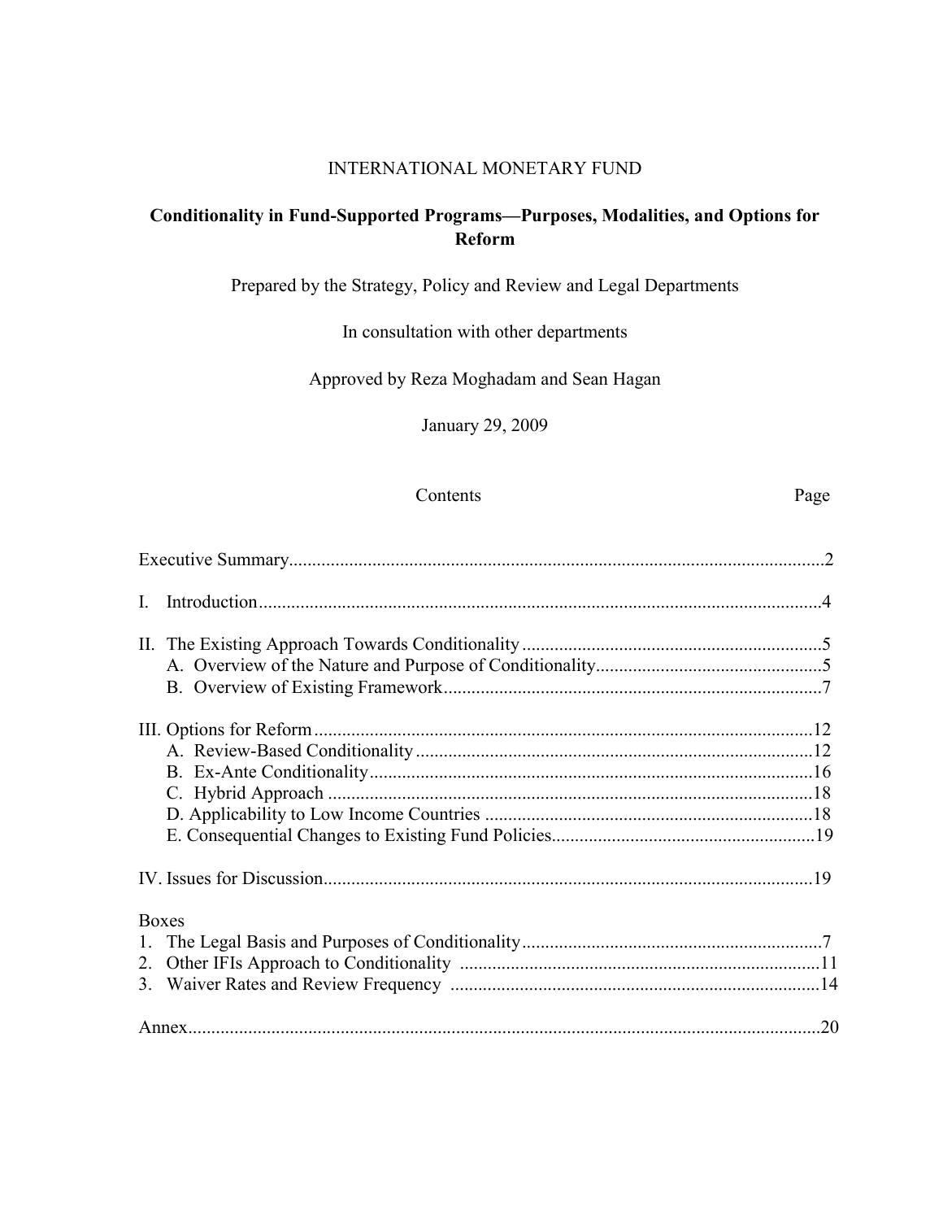INTERNATIONAL MONETARY FUND

# Conditionality in Fund-Supported Programs—Purposes, Modalities, and Options for Reform

Prepared by the Strategy, Policy and Review and Legal Departments

In consultation with other departments

Approved by Reza Moghadam and Sean Hagan

January 29, 2009

| Contents | Page |
|---|---|
| Executive Summary | 2 |
| I. Introduction | 4 |
| II. The Existing Approach Towards Conditionality | 5 |
| A. Overview of the Nature and Purpose of Conditionality | 5 |
| B. Overview of Existing Framework | 7 |
| III. Options for Reform | 12 |
| A. Review-Based Conditionality | 12 |
| B. Ex-Ante Conditionality | 16 |
| C. Hybrid Approach | 18 |
| D. Applicability to Low Income Countries | 18 |
| E. Consequential Changes to Existing Fund Policies | 19 |
| IV. Issues for Discussion | 19 |
| **Boxes** | |
| 1. The Legal Basis and Purposes of Conditionality | 7 |
| 2. Other IFIs Approach to Conditionality | 11 |
| 3. Waiver Rates and Review Frequency | 14 |
| Annex | 20 |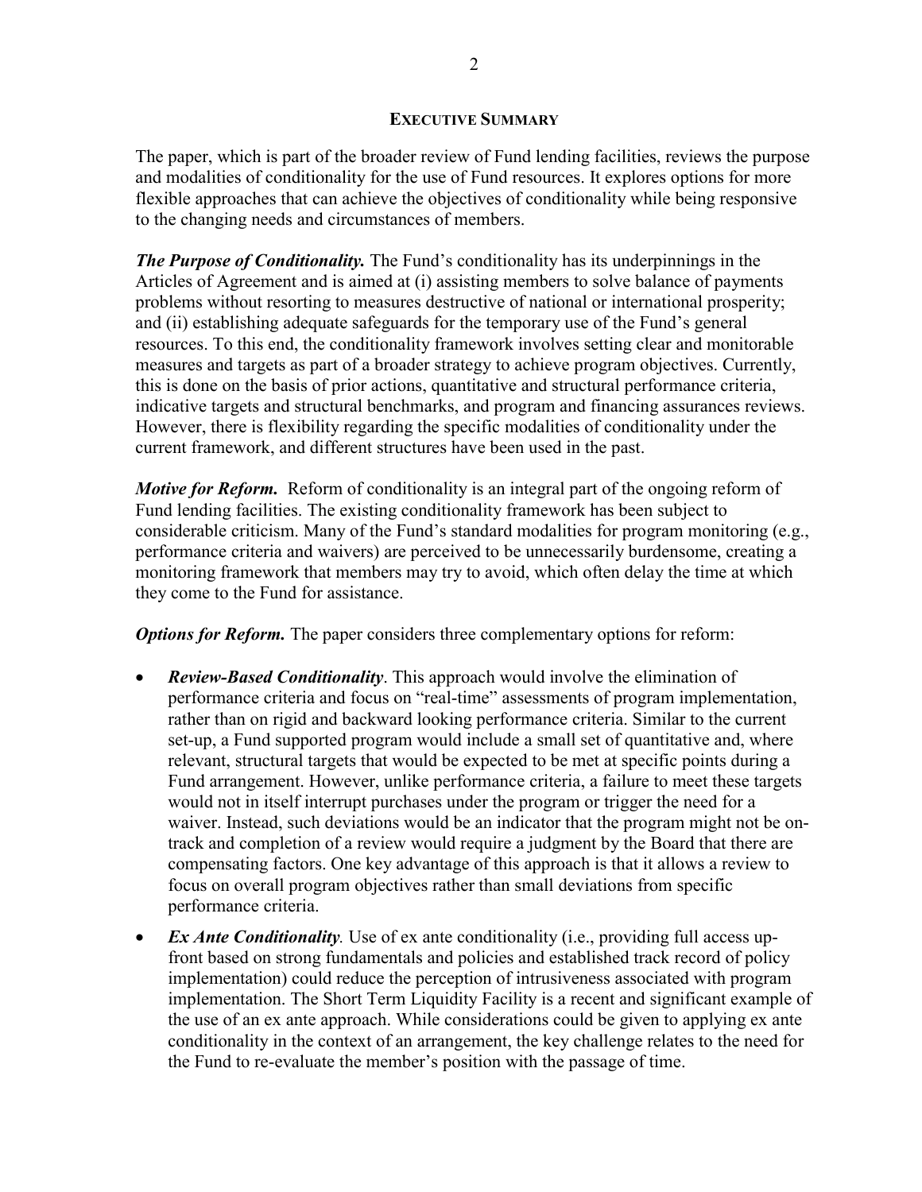## EXECUTIVE SUMMARY

The paper, which is part of the broader review of Fund lending facilities, reviews the purpose and modalities of conditionality for the use of Fund resources. It explores options for more flexible approaches that can achieve the objectives of conditionality while being responsive to the changing needs and circumstances of members.

***The Purpose of Conditionality.*** The Fund's conditionality has its underpinnings in the Articles of Agreement and is aimed at (i) assisting members to solve balance of payments problems without resorting to measures destructive of national or international prosperity; and (ii) establishing adequate safeguards for the temporary use of the Fund's general resources. To this end, the conditionality framework involves setting clear and monitorable measures and targets as part of a broader strategy to achieve program objectives. Currently, this is done on the basis of prior actions, quantitative and structural performance criteria, indicative targets and structural benchmarks, and program and financing assurances reviews. However, there is flexibility regarding the specific modalities of conditionality under the current framework, and different structures have been used in the past.

***Motive for Reform.*** Reform of conditionality is an integral part of the ongoing reform of Fund lending facilities. The existing conditionality framework has been subject to considerable criticism. Many of the Fund's standard modalities for program monitoring (e.g., performance criteria and waivers) are perceived to be unnecessarily burdensome, creating a monitoring framework that members may try to avoid, which often delay the time at which they come to the Fund for assistance.

***Options for Reform.*** The paper considers three complementary options for reform:

- ***Review-Based Conditionality***. This approach would involve the elimination of performance criteria and focus on "real-time" assessments of program implementation, rather than on rigid and backward looking performance criteria. Similar to the current set-up, a Fund supported program would include a small set of quantitative and, where relevant, structural targets that would be expected to be met at specific points during a Fund arrangement. However, unlike performance criteria, a failure to meet these targets would not in itself interrupt purchases under the program or trigger the need for a waiver. Instead, such deviations would be an indicator that the program might not be on-track and completion of a review would require a judgment by the Board that there are compensating factors. One key advantage of this approach is that it allows a review to focus on overall program objectives rather than small deviations from specific performance criteria.
- ***Ex Ante Conditionality****.* Use of ex ante conditionality (i.e., providing full access up-front based on strong fundamentals and policies and established track record of policy implementation) could reduce the perception of intrusiveness associated with program implementation. The Short Term Liquidity Facility is a recent and significant example of the use of an ex ante approach. While considerations could be given to applying ex ante conditionality in the context of an arrangement, the key challenge relates to the need for the Fund to re-evaluate the member's position with the passage of time.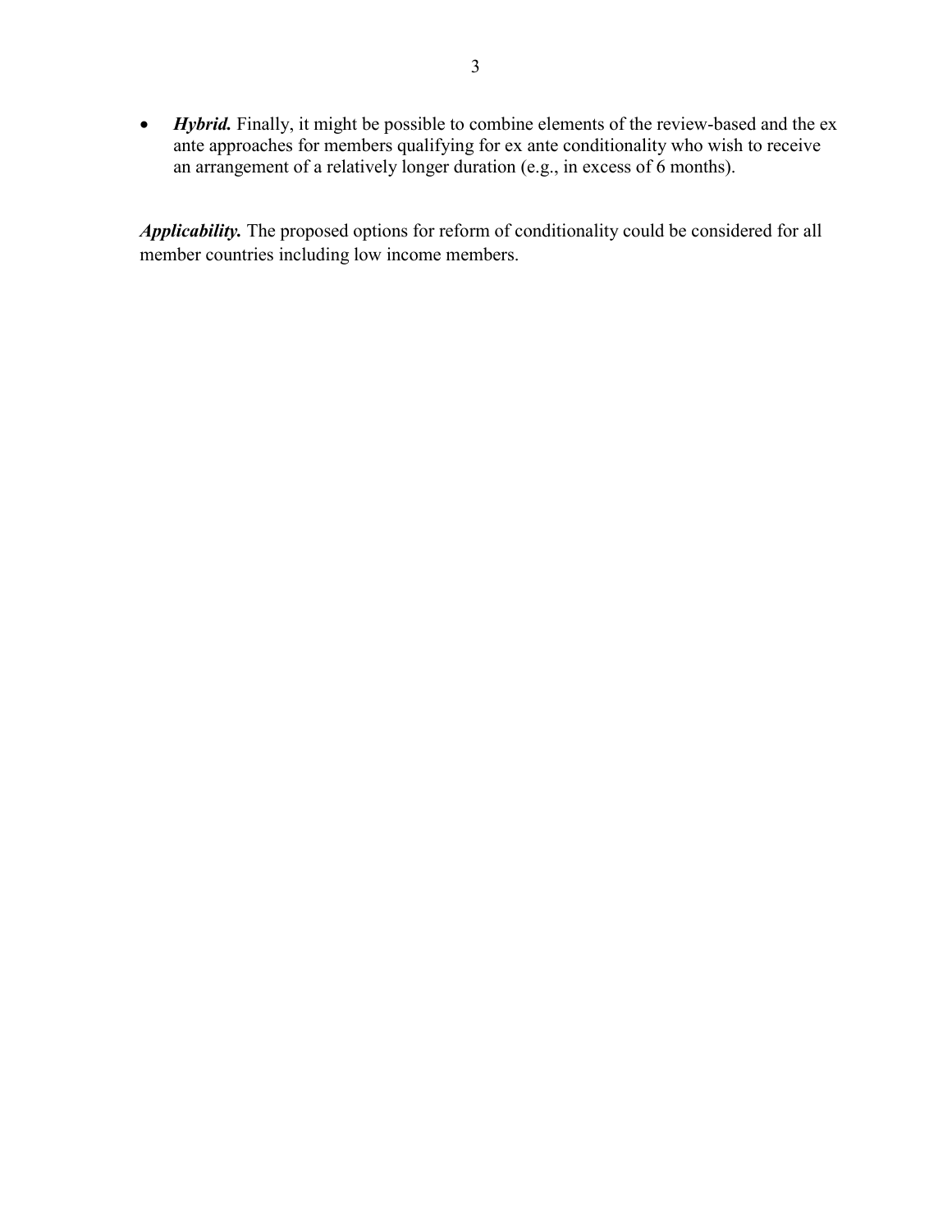- ***Hybrid.*** Finally, it might be possible to combine elements of the review-based and the ex ante approaches for members qualifying for ex ante conditionality who wish to receive an arrangement of a relatively longer duration (e.g., in excess of 6 months).

***Applicability.*** The proposed options for reform of conditionality could be considered for all member countries including low income members.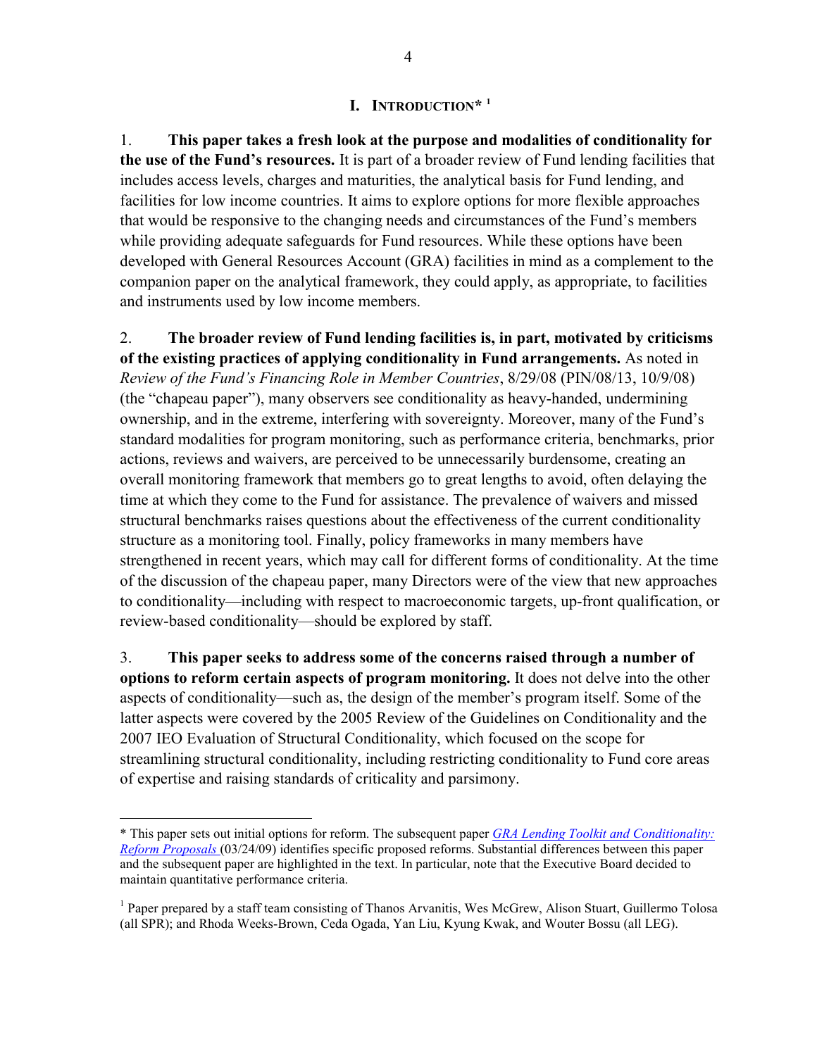# I. INTRODUCTION* [1]

1. **This paper takes a fresh look at the purpose and modalities of conditionality for the use of the Fund's resources.** It is part of a broader review of Fund lending facilities that includes access levels, charges and maturities, the analytical basis for Fund lending, and facilities for low income countries. It aims to explore options for more flexible approaches that would be responsive to the changing needs and circumstances of the Fund's members while providing adequate safeguards for Fund resources. While these options have been developed with General Resources Account (GRA) facilities in mind as a complement to the companion paper on the analytical framework, they could apply, as appropriate, to facilities and instruments used by low income members.

2. **The broader review of Fund lending facilities is, in part, motivated by criticisms of the existing practices of applying conditionality in Fund arrangements.** As noted in *Review of the Fund's Financing Role in Member Countries*, 8/29/08 (PIN/08/13, 10/9/08) (the "chapeau paper"), many observers see conditionality as heavy-handed, undermining ownership, and in the extreme, interfering with sovereignty. Moreover, many of the Fund's standard modalities for program monitoring, such as performance criteria, benchmarks, prior actions, reviews and waivers, are perceived to be unnecessarily burdensome, creating an overall monitoring framework that members go to great lengths to avoid, often delaying the time at which they come to the Fund for assistance. The prevalence of waivers and missed structural benchmarks raises questions about the effectiveness of the current conditionality structure as a monitoring tool. Finally, policy frameworks in many members have strengthened in recent years, which may call for different forms of conditionality. At the time of the discussion of the chapeau paper, many Directors were of the view that new approaches to conditionality—including with respect to macroeconomic targets, up-front qualification, or review-based conditionality—should be explored by staff.

3. **This paper seeks to address some of the concerns raised through a number of options to reform certain aspects of program monitoring.** It does not delve into the other aspects of conditionality—such as, the design of the member's program itself. Some of the latter aspects were covered by the 2005 Review of the Guidelines on Conditionality and the 2007 IEO Evaluation of Structural Conditionality, which focused on the scope for streamlining structural conditionality, including restricting conditionality to Fund core areas of expertise and raising standards of criticality and parsimony.

---

* This paper sets out initial options for reform. The subsequent paper *GRA Lending Toolkit and Conditionality: Reform Proposals* (03/24/09) identifies specific proposed reforms. Substantial differences between this paper and the subsequent paper are highlighted in the text. In particular, note that the Executive Board decided to maintain quantitative performance criteria.

[1] Paper prepared by a staff team consisting of Thanos Arvanitis, Wes McGrew, Alison Stuart, Guillermo Tolosa (all SPR); and Rhoda Weeks-Brown, Ceda Ogada, Yan Liu, Kyung Kwak, and Wouter Bossu (all LEG).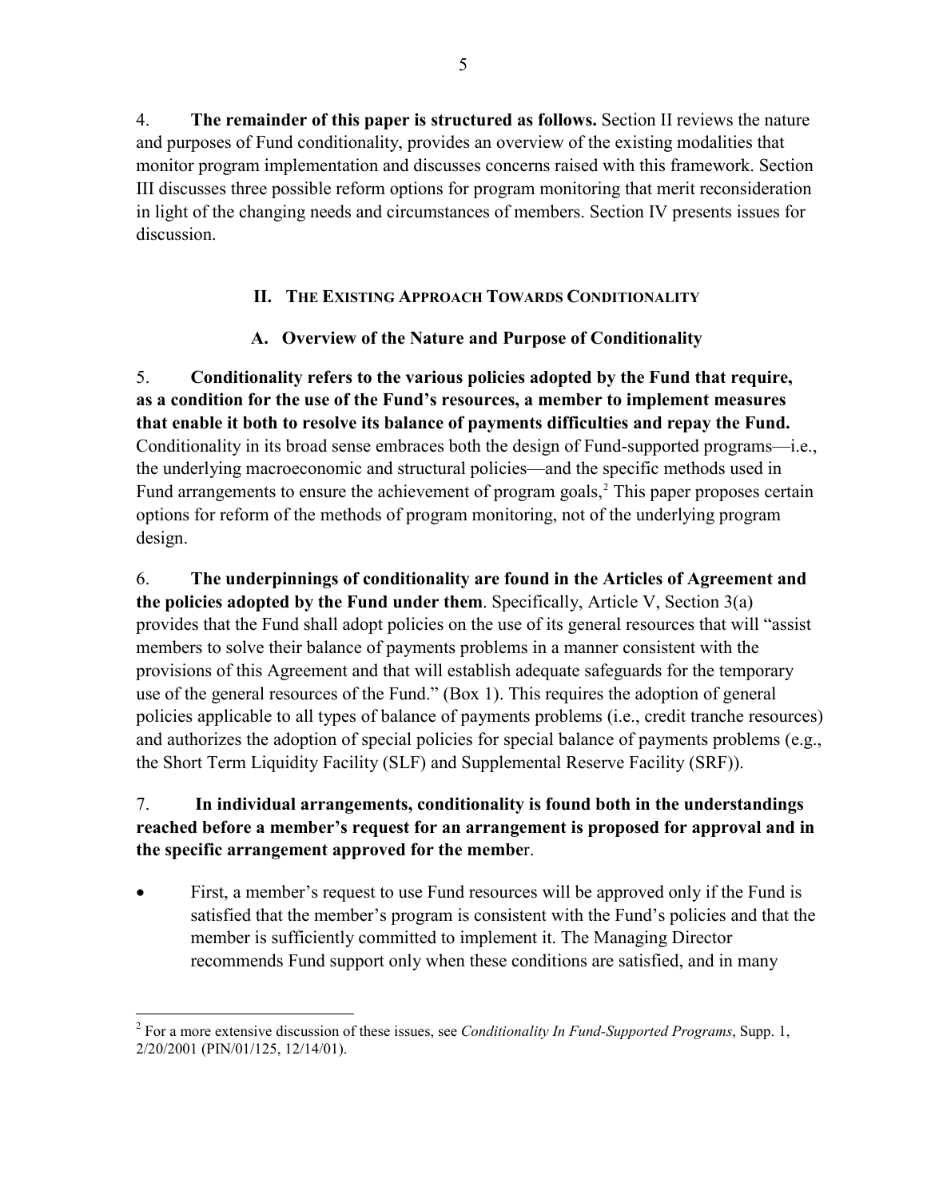4. **The remainder of this paper is structured as follows.** Section II reviews the nature and purposes of Fund conditionality, provides an overview of the existing modalities that monitor program implementation and discusses concerns raised with this framework. Section III discusses three possible reform options for program monitoring that merit reconsideration in light of the changing needs and circumstances of members. Section IV presents issues for discussion.

## II. The Existing Approach Towards Conditionality

### A. Overview of the Nature and Purpose of Conditionality

5. **Conditionality refers to the various policies adopted by the Fund that require, as a condition for the use of the Fund's resources, a member to implement measures that enable it both to resolve its balance of payments difficulties and repay the Fund.** Conditionality in its broad sense embraces both the design of Fund-supported programs—i.e., the underlying macroeconomic and structural policies—and the specific methods used in Fund arrangements to ensure the achievement of program goals,[2] This paper proposes certain options for reform of the methods of program monitoring, not of the underlying program design.

6. **The underpinnings of conditionality are found in the Articles of Agreement and the policies adopted by the Fund under them**. Specifically, Article V, Section 3(a) provides that the Fund shall adopt policies on the use of its general resources that will "assist members to solve their balance of payments problems in a manner consistent with the provisions of this Agreement and that will establish adequate safeguards for the temporary use of the general resources of the Fund." (Box 1). This requires the adoption of general policies applicable to all types of balance of payments problems (i.e., credit tranche resources) and authorizes the adoption of special policies for special balance of payments problems (e.g., the Short Term Liquidity Facility (SLF) and Supplemental Reserve Facility (SRF)).

7. **In individual arrangements, conditionality is found both in the understandings reached before a member's request for an arrangement is proposed for approval and in the specific arrangement approved for the member**.

- First, a member's request to use Fund resources will be approved only if the Fund is satisfied that the member's program is consistent with the Fund's policies and that the member is sufficiently committed to implement it. The Managing Director recommends Fund support only when these conditions are satisfied, and in many

---

[2] For a more extensive discussion of these issues, see *Conditionality In Fund-Supported Programs*, Supp. 1, 2/20/2001 (PIN/01/125, 12/14/01).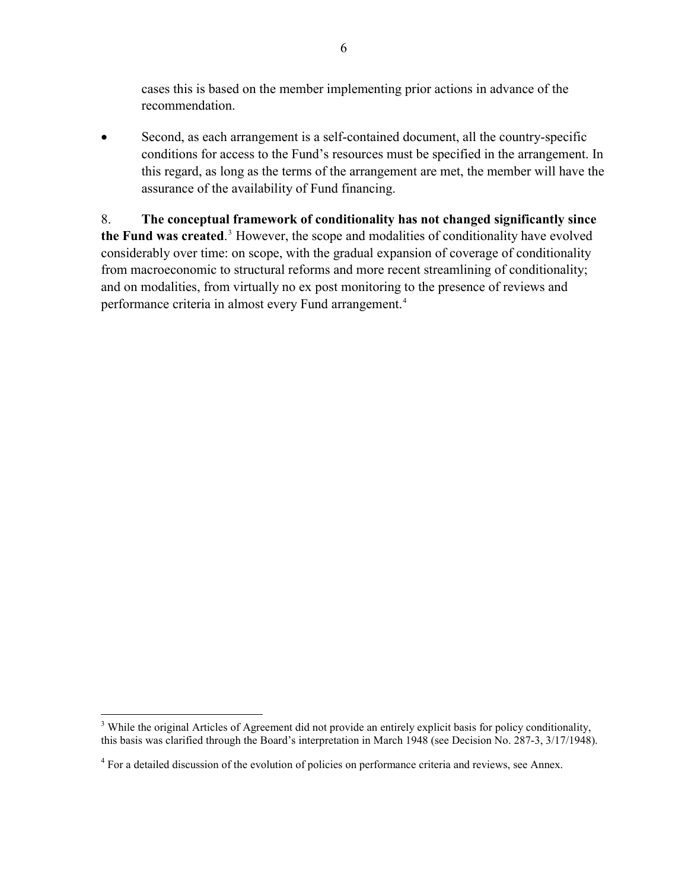cases this is based on the member implementing prior actions in advance of the recommendation.

- Second, as each arrangement is a self-contained document, all the country-specific conditions for access to the Fund's resources must be specified in the arrangement. In this regard, as long as the terms of the arrangement are met, the member will have the assurance of the availability of Fund financing.

8. **The conceptual framework of conditionality has not changed significantly since the Fund was created**.[3] However, the scope and modalities of conditionality have evolved considerably over time: on scope, with the gradual expansion of coverage of conditionality from macroeconomic to structural reforms and more recent streamlining of conditionality; and on modalities, from virtually no ex post monitoring to the presence of reviews and performance criteria in almost every Fund arrangement.[4]

---

[3] While the original Articles of Agreement did not provide an entirely explicit basis for policy conditionality, this basis was clarified through the Board's interpretation in March 1948 (see Decision No. 287-3, 3/17/1948).

[4] For a detailed discussion of the evolution of policies on performance criteria and reviews, see Annex.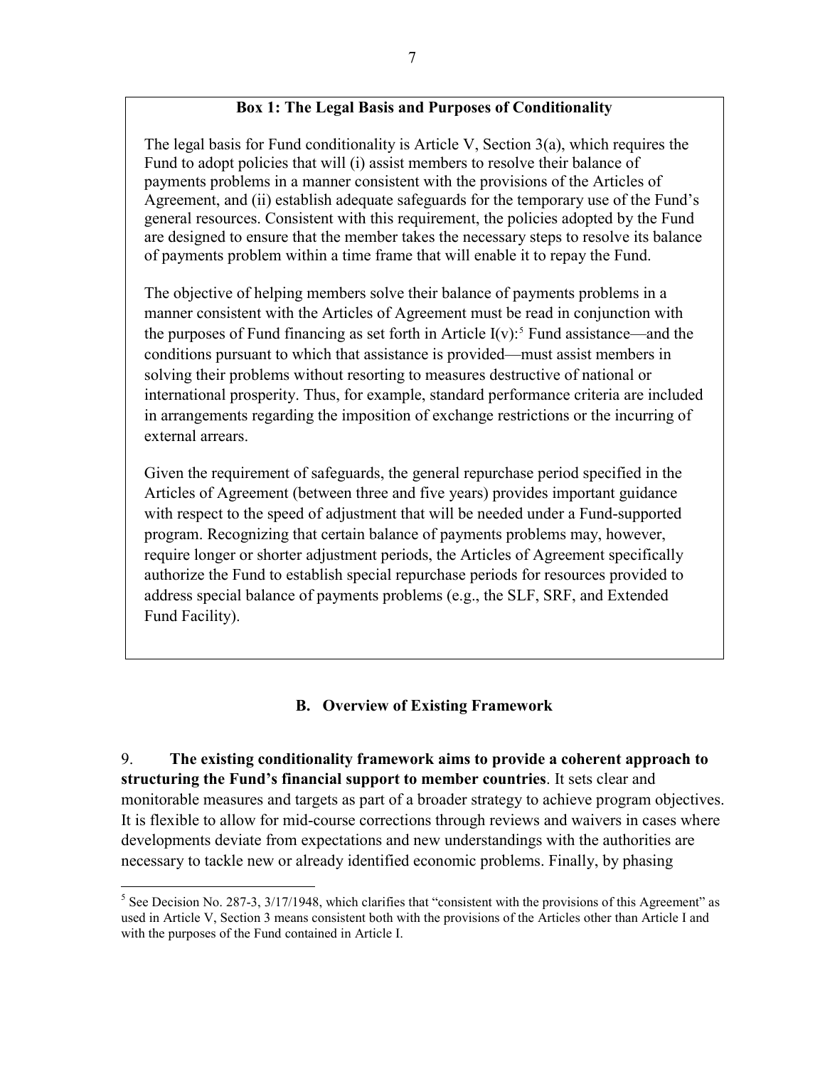**Box 1: The Legal Basis and Purposes of Conditionality**

The legal basis for Fund conditionality is Article V, Section 3(a), which requires the Fund to adopt policies that will (i) assist members to resolve their balance of payments problems in a manner consistent with the provisions of the Articles of Agreement, and (ii) establish adequate safeguards for the temporary use of the Fund's general resources. Consistent with this requirement, the policies adopted by the Fund are designed to ensure that the member takes the necessary steps to resolve its balance of payments problem within a time frame that will enable it to repay the Fund.

The objective of helping members solve their balance of payments problems in a manner consistent with the Articles of Agreement must be read in conjunction with the purposes of Fund financing as set forth in Article I(v):[5] Fund assistance—and the conditions pursuant to which that assistance is provided—must assist members in solving their problems without resorting to measures destructive of national or international prosperity. Thus, for example, standard performance criteria are included in arrangements regarding the imposition of exchange restrictions or the incurring of external arrears.

Given the requirement of safeguards, the general repurchase period specified in the Articles of Agreement (between three and five years) provides important guidance with respect to the speed of adjustment that will be needed under a Fund-supported program. Recognizing that certain balance of payments problems may, however, require longer or shorter adjustment periods, the Articles of Agreement specifically authorize the Fund to establish special repurchase periods for resources provided to address special balance of payments problems (e.g., the SLF, SRF, and Extended Fund Facility).

## B. Overview of Existing Framework

9. **The existing conditionality framework aims to provide a coherent approach to structuring the Fund's financial support to member countries**. It sets clear and monitorable measures and targets as part of a broader strategy to achieve program objectives. It is flexible to allow for mid-course corrections through reviews and waivers in cases where developments deviate from expectations and new understandings with the authorities are necessary to tackle new or already identified economic problems. Finally, by phasing

[5] See Decision No. 287-3, 3/17/1948, which clarifies that "consistent with the provisions of this Agreement" as used in Article V, Section 3 means consistent both with the provisions of the Articles other than Article I and with the purposes of the Fund contained in Article I.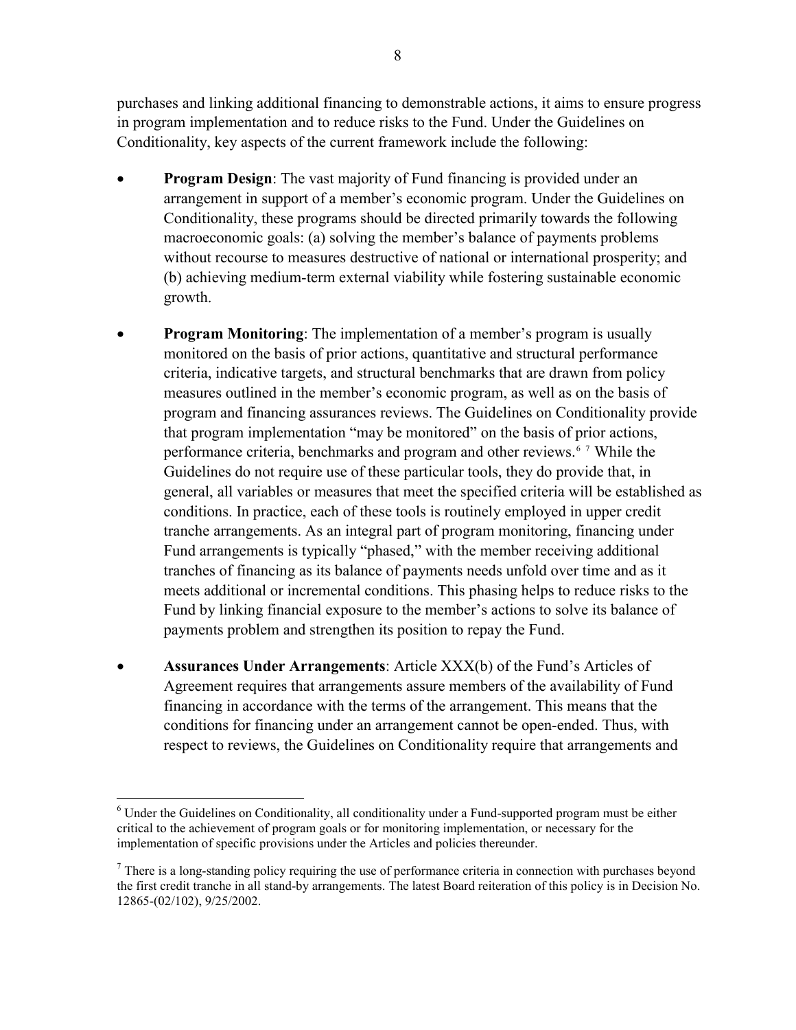purchases and linking additional financing to demonstrable actions, it aims to ensure progress in program implementation and to reduce risks to the Fund. Under the Guidelines on Conditionality, key aspects of the current framework include the following:

- **Program Design**: The vast majority of Fund financing is provided under an arrangement in support of a member's economic program. Under the Guidelines on Conditionality, these programs should be directed primarily towards the following macroeconomic goals: (a) solving the member's balance of payments problems without recourse to measures destructive of national or international prosperity; and (b) achieving medium-term external viability while fostering sustainable economic growth.

- **Program Monitoring**: The implementation of a member's program is usually monitored on the basis of prior actions, quantitative and structural performance criteria, indicative targets, and structural benchmarks that are drawn from policy measures outlined in the member's economic program, as well as on the basis of program and financing assurances reviews. The Guidelines on Conditionality provide that program implementation "may be monitored" on the basis of prior actions, performance criteria, benchmarks and program and other reviews.[6] [7] While the Guidelines do not require use of these particular tools, they do provide that, in general, all variables or measures that meet the specified criteria will be established as conditions. In practice, each of these tools is routinely employed in upper credit tranche arrangements. As an integral part of program monitoring, financing under Fund arrangements is typically "phased," with the member receiving additional tranches of financing as its balance of payments needs unfold over time and as it meets additional or incremental conditions. This phasing helps to reduce risks to the Fund by linking financial exposure to the member's actions to solve its balance of payments problem and strengthen its position to repay the Fund.

- **Assurances Under Arrangements**: Article XXX(b) of the Fund's Articles of Agreement requires that arrangements assure members of the availability of Fund financing in accordance with the terms of the arrangement. This means that the conditions for financing under an arrangement cannot be open-ended. Thus, with respect to reviews, the Guidelines on Conditionality require that arrangements and

---

[6] Under the Guidelines on Conditionality, all conditionality under a Fund-supported program must be either critical to the achievement of program goals or for monitoring implementation, or necessary for the implementation of specific provisions under the Articles and policies thereunder.

[7] There is a long-standing policy requiring the use of performance criteria in connection with purchases beyond the first credit tranche in all stand-by arrangements. The latest Board reiteration of this policy is in Decision No. 12865-(02/102), 9/25/2002.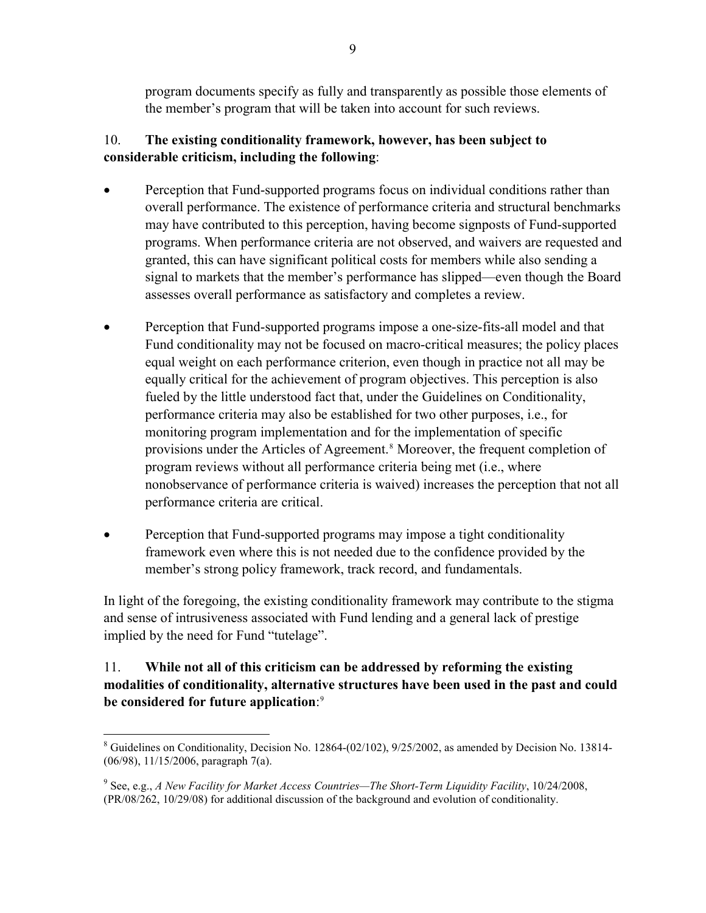program documents specify as fully and transparently as possible those elements of the member's program that will be taken into account for such reviews.

10. **The existing conditionality framework, however, has been subject to considerable criticism, including the following**:

- Perception that Fund-supported programs focus on individual conditions rather than overall performance. The existence of performance criteria and structural benchmarks may have contributed to this perception, having become signposts of Fund-supported programs. When performance criteria are not observed, and waivers are requested and granted, this can have significant political costs for members while also sending a signal to markets that the member's performance has slipped—even though the Board assesses overall performance as satisfactory and completes a review.

- Perception that Fund-supported programs impose a one-size-fits-all model and that Fund conditionality may not be focused on macro-critical measures; the policy places equal weight on each performance criterion, even though in practice not all may be equally critical for the achievement of program objectives. This perception is also fueled by the little understood fact that, under the Guidelines on Conditionality, performance criteria may also be established for two other purposes, i.e., for monitoring program implementation and for the implementation of specific provisions under the Articles of Agreement.[8] Moreover, the frequent completion of program reviews without all performance criteria being met (i.e., where nonobservance of performance criteria is waived) increases the perception that not all performance criteria are critical.

- Perception that Fund-supported programs may impose a tight conditionality framework even where this is not needed due to the confidence provided by the member's strong policy framework, track record, and fundamentals.

In light of the foregoing, the existing conditionality framework may contribute to the stigma and sense of intrusiveness associated with Fund lending and a general lack of prestige implied by the need for Fund "tutelage".

11. **While not all of this criticism can be addressed by reforming the existing modalities of conditionality, alternative structures have been used in the past and could be considered for future application**:[9]

---

[8] Guidelines on Conditionality, Decision No. 12864-(02/102), 9/25/2002, as amended by Decision No. 13814-(06/98), 11/15/2006, paragraph 7(a).

[9] See, e.g., *A New Facility for Market Access Countries—The Short-Term Liquidity Facility*, 10/24/2008, (PR/08/262, 10/29/08) for additional discussion of the background and evolution of conditionality.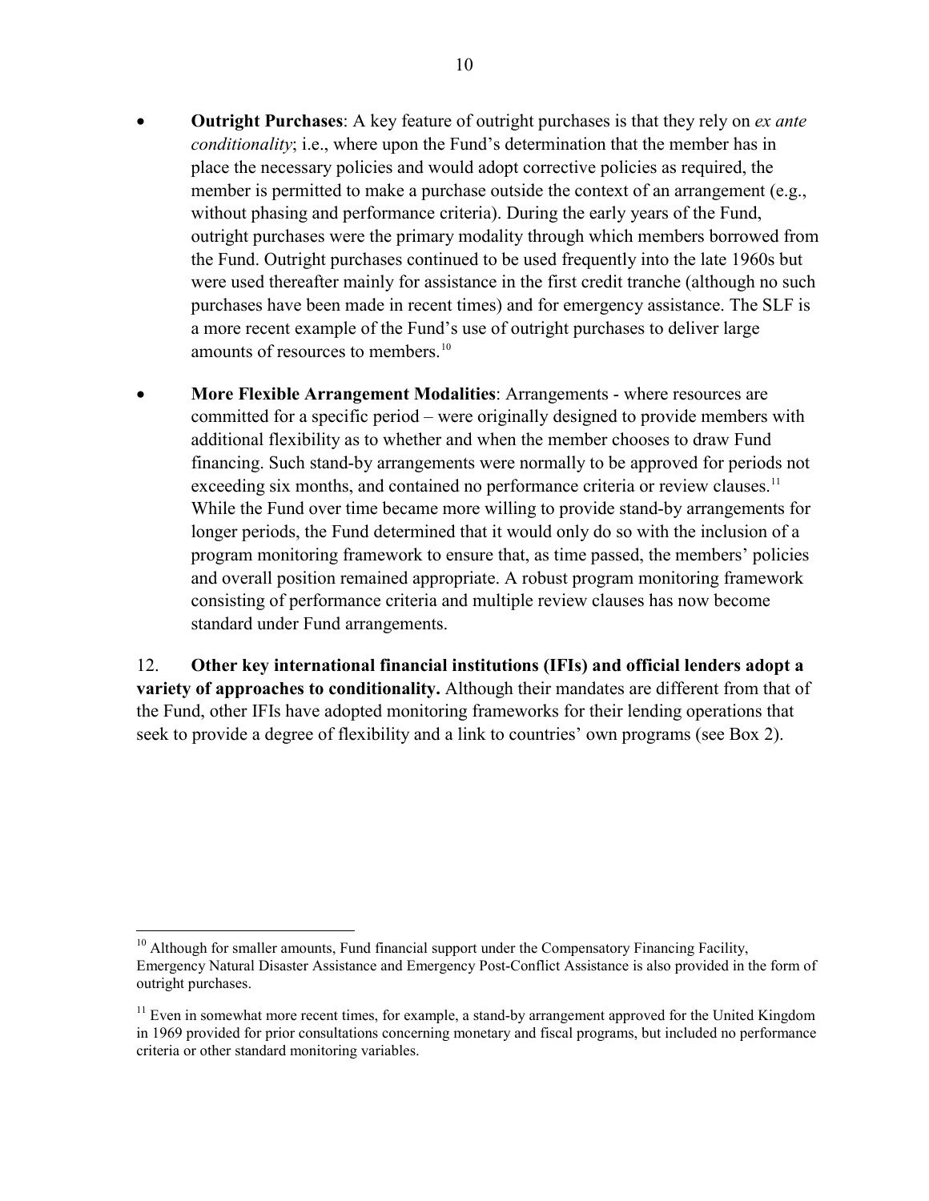- **Outright Purchases**: A key feature of outright purchases is that they rely on *ex ante conditionality*; i.e., where upon the Fund's determination that the member has in place the necessary policies and would adopt corrective policies as required, the member is permitted to make a purchase outside the context of an arrangement (e.g., without phasing and performance criteria). During the early years of the Fund, outright purchases were the primary modality through which members borrowed from the Fund. Outright purchases continued to be used frequently into the late 1960s but were used thereafter mainly for assistance in the first credit tranche (although no such purchases have been made in recent times) and for emergency assistance. The SLF is a more recent example of the Fund's use of outright purchases to deliver large amounts of resources to members.[10]

- **More Flexible Arrangement Modalities**: Arrangements - where resources are committed for a specific period – were originally designed to provide members with additional flexibility as to whether and when the member chooses to draw Fund financing. Such stand-by arrangements were normally to be approved for periods not exceeding six months, and contained no performance criteria or review clauses.[11] While the Fund over time became more willing to provide stand-by arrangements for longer periods, the Fund determined that it would only do so with the inclusion of a program monitoring framework to ensure that, as time passed, the members' policies and overall position remained appropriate. A robust program monitoring framework consisting of performance criteria and multiple review clauses has now become standard under Fund arrangements.

12. **Other key international financial institutions (IFIs) and official lenders adopt a variety of approaches to conditionality.** Although their mandates are different from that of the Fund, other IFIs have adopted monitoring frameworks for their lending operations that seek to provide a degree of flexibility and a link to countries' own programs (see Box 2).

---

[10] Although for smaller amounts, Fund financial support under the Compensatory Financing Facility, Emergency Natural Disaster Assistance and Emergency Post-Conflict Assistance is also provided in the form of outright purchases.

[11] Even in somewhat more recent times, for example, a stand-by arrangement approved for the United Kingdom in 1969 provided for prior consultations concerning monetary and fiscal programs, but included no performance criteria or other standard monitoring variables.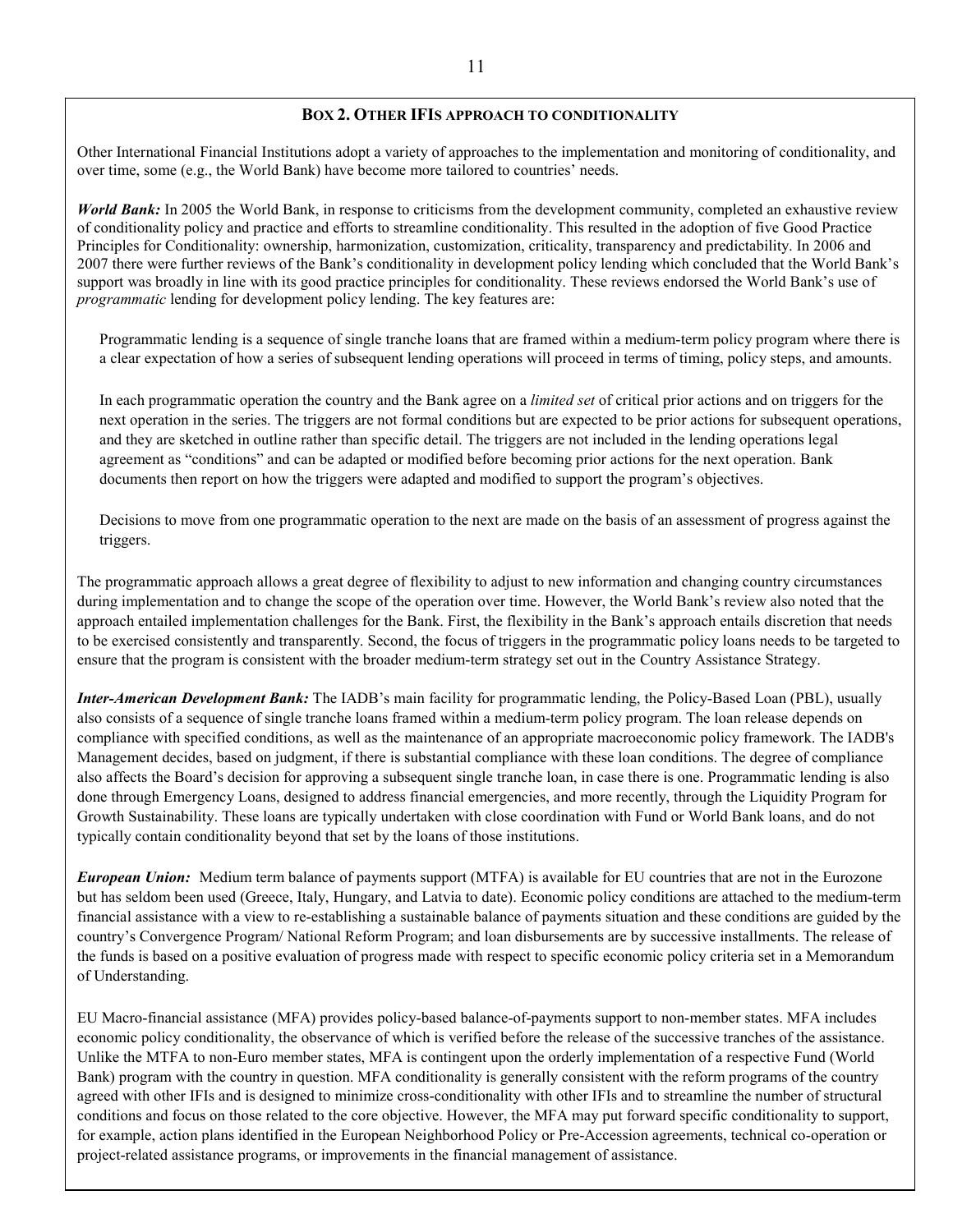## Box 2. Other IFIs approach to conditionality

Other International Financial Institutions adopt a variety of approaches to the implementation and monitoring of conditionality, and over time, some (e.g., the World Bank) have become more tailored to countries' needs.

***World Bank:*** In 2005 the World Bank, in response to criticisms from the development community, completed an exhaustive review of conditionality policy and practice and efforts to streamline conditionality. This resulted in the adoption of five Good Practice Principles for Conditionality: ownership, harmonization, customization, criticality, transparency and predictability. In 2006 and 2007 there were further reviews of the Bank's conditionality in development policy lending which concluded that the World Bank's support was broadly in line with its good practice principles for conditionality. These reviews endorsed the World Bank's use of *programmatic* lending for development policy lending. The key features are:

Programmatic lending is a sequence of single tranche loans that are framed within a medium-term policy program where there is a clear expectation of how a series of subsequent lending operations will proceed in terms of timing, policy steps, and amounts.

In each programmatic operation the country and the Bank agree on a *limited set* of critical prior actions and on triggers for the next operation in the series. The triggers are not formal conditions but are expected to be prior actions for subsequent operations, and they are sketched in outline rather than specific detail. The triggers are not included in the lending operations legal agreement as "conditions" and can be adapted or modified before becoming prior actions for the next operation. Bank documents then report on how the triggers were adapted and modified to support the program's objectives.

Decisions to move from one programmatic operation to the next are made on the basis of an assessment of progress against the triggers.

The programmatic approach allows a great degree of flexibility to adjust to new information and changing country circumstances during implementation and to change the scope of the operation over time. However, the World Bank's review also noted that the approach entailed implementation challenges for the Bank. First, the flexibility in the Bank's approach entails discretion that needs to be exercised consistently and transparently. Second, the focus of triggers in the programmatic policy loans needs to be targeted to ensure that the program is consistent with the broader medium-term strategy set out in the Country Assistance Strategy.

***Inter-American Development Bank:*** The IADB's main facility for programmatic lending, the Policy-Based Loan (PBL), usually also consists of a sequence of single tranche loans framed within a medium-term policy program. The loan release depends on compliance with specified conditions, as well as the maintenance of an appropriate macroeconomic policy framework. The IADB's Management decides, based on judgment, if there is substantial compliance with these loan conditions. The degree of compliance also affects the Board's decision for approving a subsequent single tranche loan, in case there is one. Programmatic lending is also done through Emergency Loans, designed to address financial emergencies, and more recently, through the Liquidity Program for Growth Sustainability. These loans are typically undertaken with close coordination with Fund or World Bank loans, and do not typically contain conditionality beyond that set by the loans of those institutions.

***European Union:*** Medium term balance of payments support (MTFA) is available for EU countries that are not in the Eurozone but has seldom been used (Greece, Italy, Hungary, and Latvia to date). Economic policy conditions are attached to the medium-term financial assistance with a view to re-establishing a sustainable balance of payments situation and these conditions are guided by the country's Convergence Program/ National Reform Program; and loan disbursements are by successive installments. The release of the funds is based on a positive evaluation of progress made with respect to specific economic policy criteria set in a Memorandum of Understanding.

EU Macro-financial assistance (MFA) provides policy-based balance-of-payments support to non-member states. MFA includes economic policy conditionality, the observance of which is verified before the release of the successive tranches of the assistance. Unlike the MTFA to non-Euro member states, MFA is contingent upon the orderly implementation of a respective Fund (World Bank) program with the country in question. MFA conditionality is generally consistent with the reform programs of the country agreed with other IFIs and is designed to minimize cross-conditionality with other IFIs and to streamline the number of structural conditions and focus on those related to the core objective. However, the MFA may put forward specific conditionality to support, for example, action plans identified in the European Neighborhood Policy or Pre-Accession agreements, technical co-operation or project-related assistance programs, or improvements in the financial management of assistance.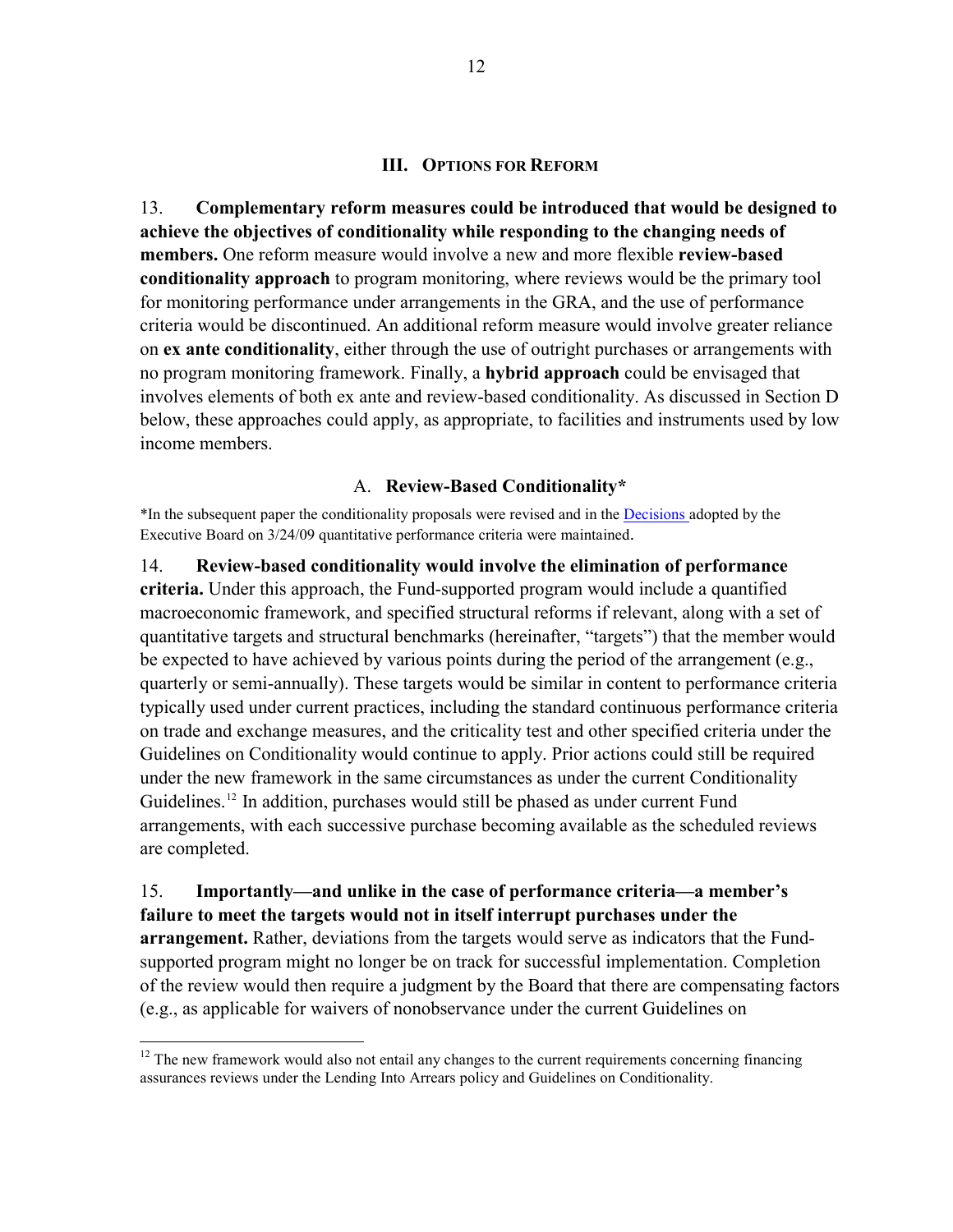## III. Options for Reform

13. **Complementary reform measures could be introduced that would be designed to achieve the objectives of conditionality while responding to the changing needs of members.** One reform measure would involve a new and more flexible **review-based conditionality approach** to program monitoring, where reviews would be the primary tool for monitoring performance under arrangements in the GRA, and the use of performance criteria would be discontinued. An additional reform measure would involve greater reliance on **ex ante conditionality**, either through the use of outright purchases or arrangements with no program monitoring framework. Finally, a **hybrid approach** could be envisaged that involves elements of both ex ante and review-based conditionality. As discussed in Section D below, these approaches could apply, as appropriate, to facilities and instruments used by low income members.

### A. Review-Based Conditionality*

*In the subsequent paper the conditionality proposals were revised and in the Decisions adopted by the Executive Board on 3/24/09 quantitative performance criteria were maintained.

14. **Review-based conditionality would involve the elimination of performance criteria.** Under this approach, the Fund-supported program would include a quantified macroeconomic framework, and specified structural reforms if relevant, along with a set of quantitative targets and structural benchmarks (hereinafter, "targets") that the member would be expected to have achieved by various points during the period of the arrangement (e.g., quarterly or semi-annually). These targets would be similar in content to performance criteria typically used under current practices, including the standard continuous performance criteria on trade and exchange measures, and the criticality test and other specified criteria under the Guidelines on Conditionality would continue to apply. Prior actions could still be required under the new framework in the same circumstances as under the current Conditionality Guidelines.[12] In addition, purchases would still be phased as under current Fund arrangements, with each successive purchase becoming available as the scheduled reviews are completed.

15. **Importantly—and unlike in the case of performance criteria—a member's failure to meet the targets would not in itself interrupt purchases under the arrangement.** Rather, deviations from the targets would serve as indicators that the Fund-supported program might no longer be on track for successful implementation. Completion of the review would then require a judgment by the Board that there are compensating factors (e.g., as applicable for waivers of nonobservance under the current Guidelines on

[12] The new framework would also not entail any changes to the current requirements concerning financing assurances reviews under the Lending Into Arrears policy and Guidelines on Conditionality.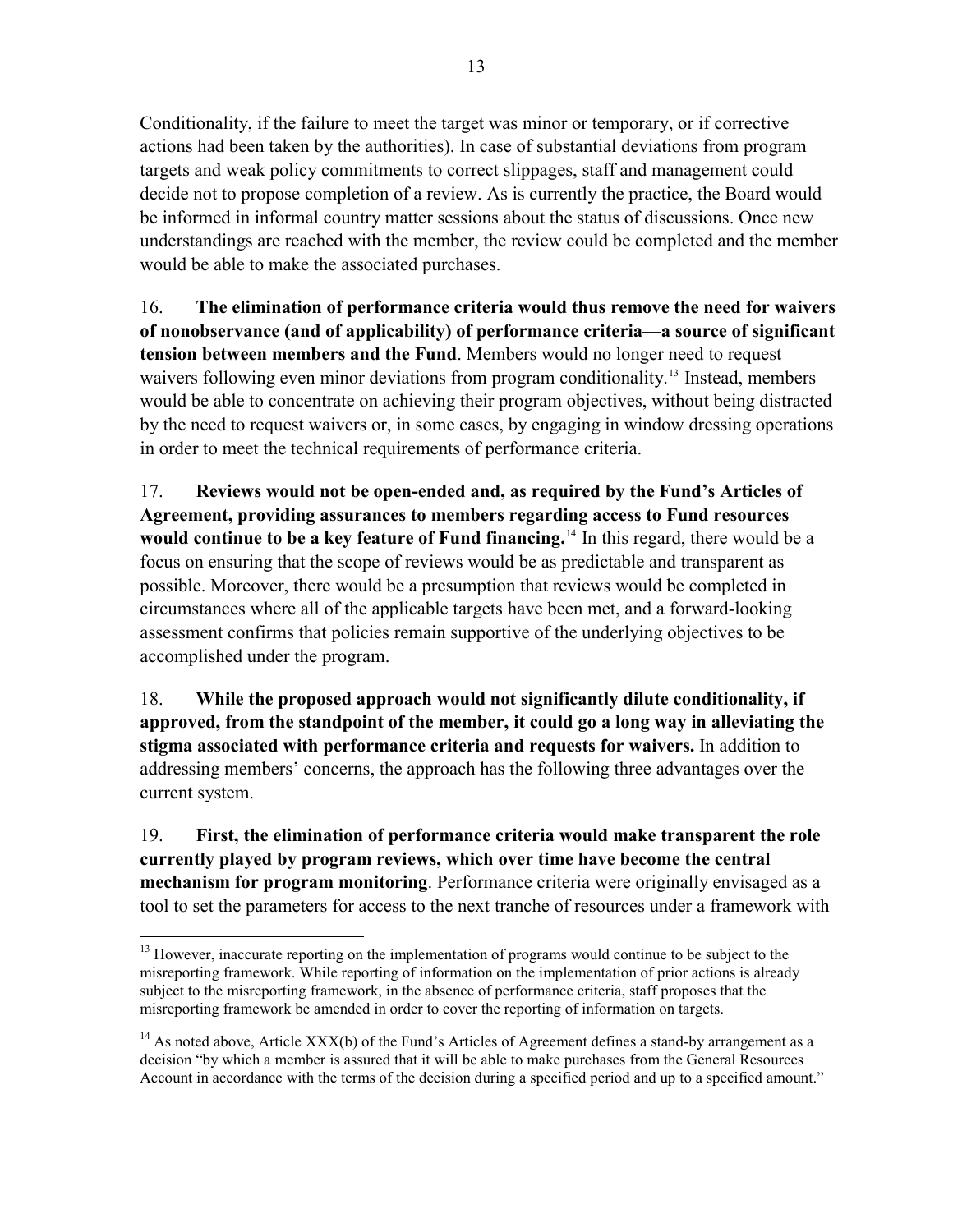Conditionality, if the failure to meet the target was minor or temporary, or if corrective actions had been taken by the authorities). In case of substantial deviations from program targets and weak policy commitments to correct slippages, staff and management could decide not to propose completion of a review. As is currently the practice, the Board would be informed in informal country matter sessions about the status of discussions. Once new understandings are reached with the member, the review could be completed and the member would be able to make the associated purchases.

16. **The elimination of performance criteria would thus remove the need for waivers of nonobservance (and of applicability) of performance criteria—a source of significant tension between members and the Fund**. Members would no longer need to request waivers following even minor deviations from program conditionality.[13] Instead, members would be able to concentrate on achieving their program objectives, without being distracted by the need to request waivers or, in some cases, by engaging in window dressing operations in order to meet the technical requirements of performance criteria.

17. **Reviews would not be open-ended and, as required by the Fund's Articles of Agreement, providing assurances to members regarding access to Fund resources would continue to be a key feature of Fund financing.**[14] In this regard, there would be a focus on ensuring that the scope of reviews would be as predictable and transparent as possible. Moreover, there would be a presumption that reviews would be completed in circumstances where all of the applicable targets have been met, and a forward-looking assessment confirms that policies remain supportive of the underlying objectives to be accomplished under the program.

18. **While the proposed approach would not significantly dilute conditionality, if approved, from the standpoint of the member, it could go a long way in alleviating the stigma associated with performance criteria and requests for waivers.** In addition to addressing members' concerns, the approach has the following three advantages over the current system.

19. **First, the elimination of performance criteria would make transparent the role currently played by program reviews, which over time have become the central mechanism for program monitoring**. Performance criteria were originally envisaged as a tool to set the parameters for access to the next tranche of resources under a framework with

---

[13] However, inaccurate reporting on the implementation of programs would continue to be subject to the misreporting framework. While reporting of information on the implementation of prior actions is already subject to the misreporting framework, in the absence of performance criteria, staff proposes that the misreporting framework be amended in order to cover the reporting of information on targets.

[14] As noted above, Article XXX(b) of the Fund's Articles of Agreement defines a stand-by arrangement as a decision "by which a member is assured that it will be able to make purchases from the General Resources Account in accordance with the terms of the decision during a specified period and up to a specified amount."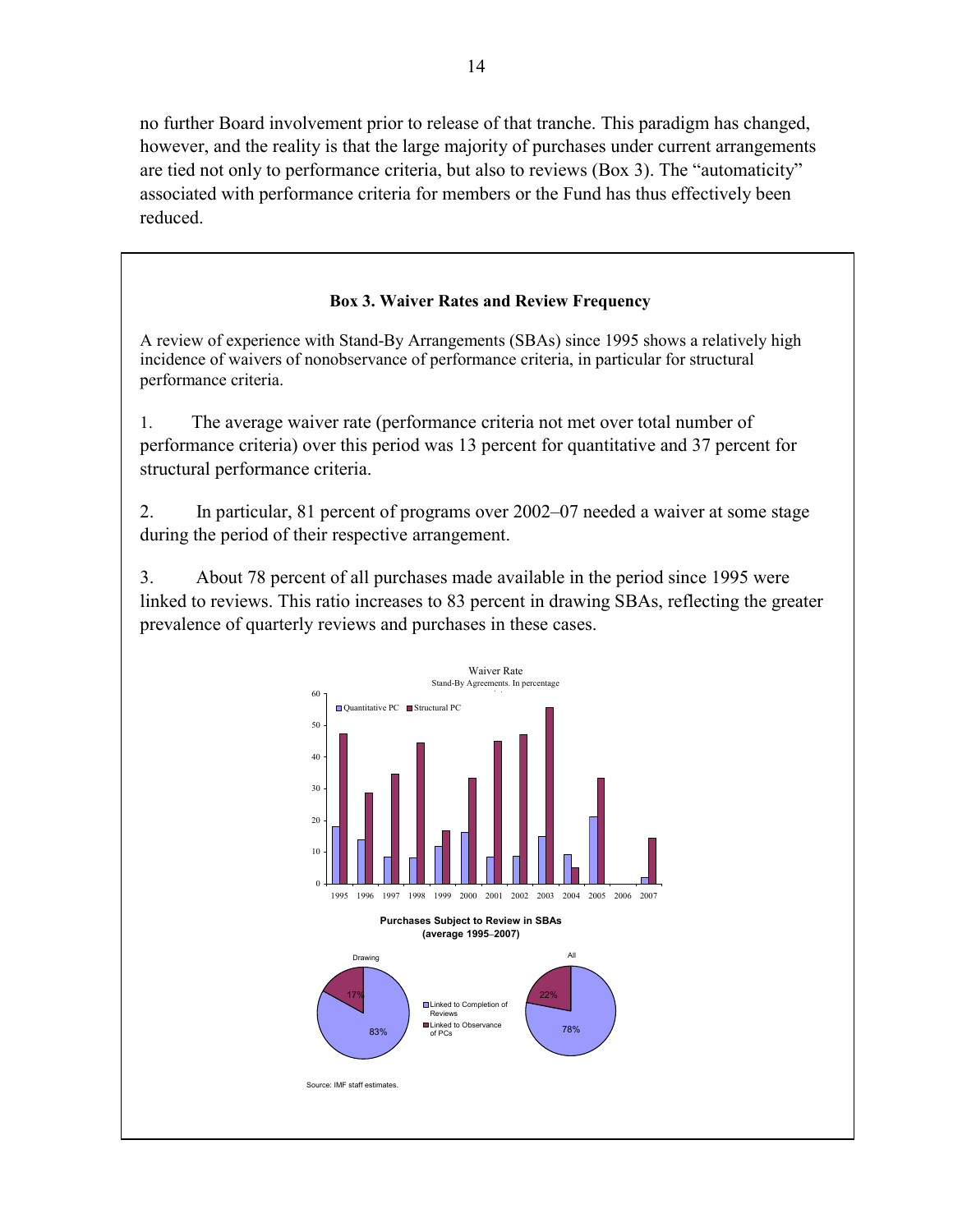no further Board involvement prior to release of that tranche. This paradigm has changed, however, and the reality is that the large majority of purchases under current arrangements are tied not only to performance criteria, but also to reviews (Box 3). The "automaticity" associated with performance criteria for members or the Fund has thus effectively been reduced.

### Box 3. Waiver Rates and Review Frequency

A review of experience with Stand-By Arrangements (SBAs) since 1995 shows a relatively high incidence of waivers of nonobservance of performance criteria, in particular for structural performance criteria.

1. The average waiver rate (performance criteria not met over total number of performance criteria) over this period was 13 percent for quantitative and 37 percent for structural performance criteria.

2. In particular, 81 percent of programs over 2002–07 needed a waiver at some stage during the period of their respective arrangement.

3. About 78 percent of all purchases made available in the period since 1995 were linked to reviews. This ratio increases to 83 percent in drawing SBAs, reflecting the greater prevalence of quarterly reviews and purchases in these cases.

Waiver Rate
Stand-By Agreements. In percentage

**Purchases Subject to Review in SBAs (average 1995–2007)**

Source: IMF staff estimates.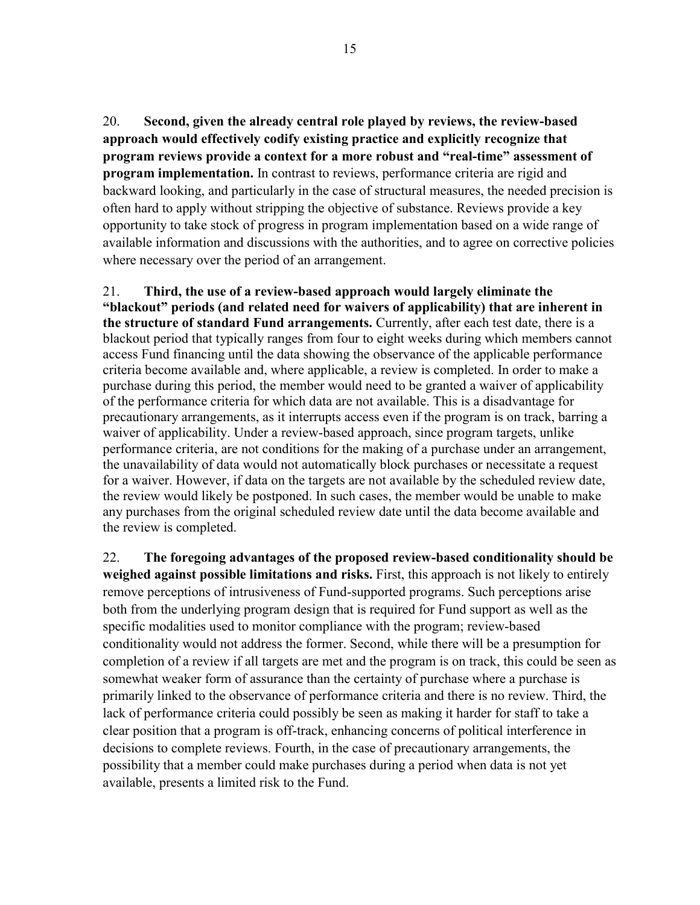20. **Second, given the already central role played by reviews, the review-based approach would effectively codify existing practice and explicitly recognize that program reviews provide a context for a more robust and "real-time" assessment of program implementation.** In contrast to reviews, performance criteria are rigid and backward looking, and particularly in the case of structural measures, the needed precision is often hard to apply without stripping the objective of substance. Reviews provide a key opportunity to take stock of progress in program implementation based on a wide range of available information and discussions with the authorities, and to agree on corrective policies where necessary over the period of an arrangement.

21. **Third, the use of a review-based approach would largely eliminate the "blackout" periods (and related need for waivers of applicability) that are inherent in the structure of standard Fund arrangements.** Currently, after each test date, there is a blackout period that typically ranges from four to eight weeks during which members cannot access Fund financing until the data showing the observance of the applicable performance criteria become available and, where applicable, a review is completed. In order to make a purchase during this period, the member would need to be granted a waiver of applicability of the performance criteria for which data are not available. This is a disadvantage for precautionary arrangements, as it interrupts access even if the program is on track, barring a waiver of applicability. Under a review-based approach, since program targets, unlike performance criteria, are not conditions for the making of a purchase under an arrangement, the unavailability of data would not automatically block purchases or necessitate a request for a waiver. However, if data on the targets are not available by the scheduled review date, the review would likely be postponed. In such cases, the member would be unable to make any purchases from the original scheduled review date until the data become available and the review is completed.

22. **The foregoing advantages of the proposed review-based conditionality should be weighed against possible limitations and risks.** First, this approach is not likely to entirely remove perceptions of intrusiveness of Fund-supported programs. Such perceptions arise both from the underlying program design that is required for Fund support as well as the specific modalities used to monitor compliance with the program; review-based conditionality would not address the former. Second, while there will be a presumption for completion of a review if all targets are met and the program is on track, this could be seen as somewhat weaker form of assurance than the certainty of purchase where a purchase is primarily linked to the observance of performance criteria and there is no review. Third, the lack of performance criteria could possibly be seen as making it harder for staff to take a clear position that a program is off-track, enhancing concerns of political interference in decisions to complete reviews. Fourth, in the case of precautionary arrangements, the possibility that a member could make purchases during a period when data is not yet available, presents a limited risk to the Fund.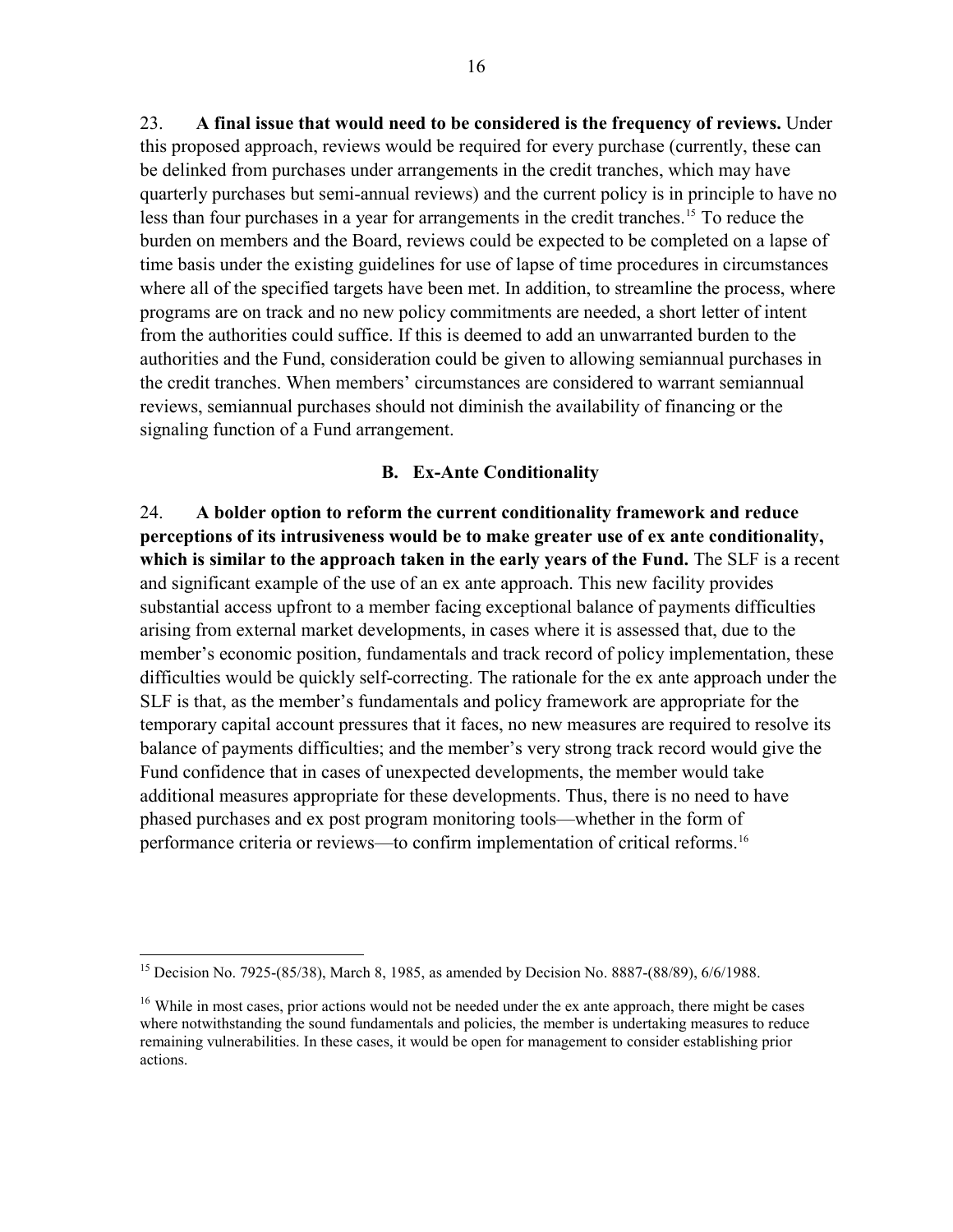23. **A final issue that would need to be considered is the frequency of reviews.** Under this proposed approach, reviews would be required for every purchase (currently, these can be delinked from purchases under arrangements in the credit tranches, which may have quarterly purchases but semi-annual reviews) and the current policy is in principle to have no less than four purchases in a year for arrangements in the credit tranches.[15] To reduce the burden on members and the Board, reviews could be expected to be completed on a lapse of time basis under the existing guidelines for use of lapse of time procedures in circumstances where all of the specified targets have been met. In addition, to streamline the process, where programs are on track and no new policy commitments are needed, a short letter of intent from the authorities could suffice. If this is deemed to add an unwarranted burden to the authorities and the Fund, consideration could be given to allowing semiannual purchases in the credit tranches. When members' circumstances are considered to warrant semiannual reviews, semiannual purchases should not diminish the availability of financing or the signaling function of a Fund arrangement.

### B. Ex-Ante Conditionality

24. **A bolder option to reform the current conditionality framework and reduce perceptions of its intrusiveness would be to make greater use of ex ante conditionality, which is similar to the approach taken in the early years of the Fund.** The SLF is a recent and significant example of the use of an ex ante approach. This new facility provides substantial access upfront to a member facing exceptional balance of payments difficulties arising from external market developments, in cases where it is assessed that, due to the member's economic position, fundamentals and track record of policy implementation, these difficulties would be quickly self-correcting. The rationale for the ex ante approach under the SLF is that, as the member's fundamentals and policy framework are appropriate for the temporary capital account pressures that it faces, no new measures are required to resolve its balance of payments difficulties; and the member's very strong track record would give the Fund confidence that in cases of unexpected developments, the member would take additional measures appropriate for these developments. Thus, there is no need to have phased purchases and ex post program monitoring tools—whether in the form of performance criteria or reviews—to confirm implementation of critical reforms.[16]

---

[15] Decision No. 7925-(85/38), March 8, 1985, as amended by Decision No. 8887-(88/89), 6/6/1988.

[16] While in most cases, prior actions would not be needed under the ex ante approach, there might be cases where notwithstanding the sound fundamentals and policies, the member is undertaking measures to reduce remaining vulnerabilities. In these cases, it would be open for management to consider establishing prior actions.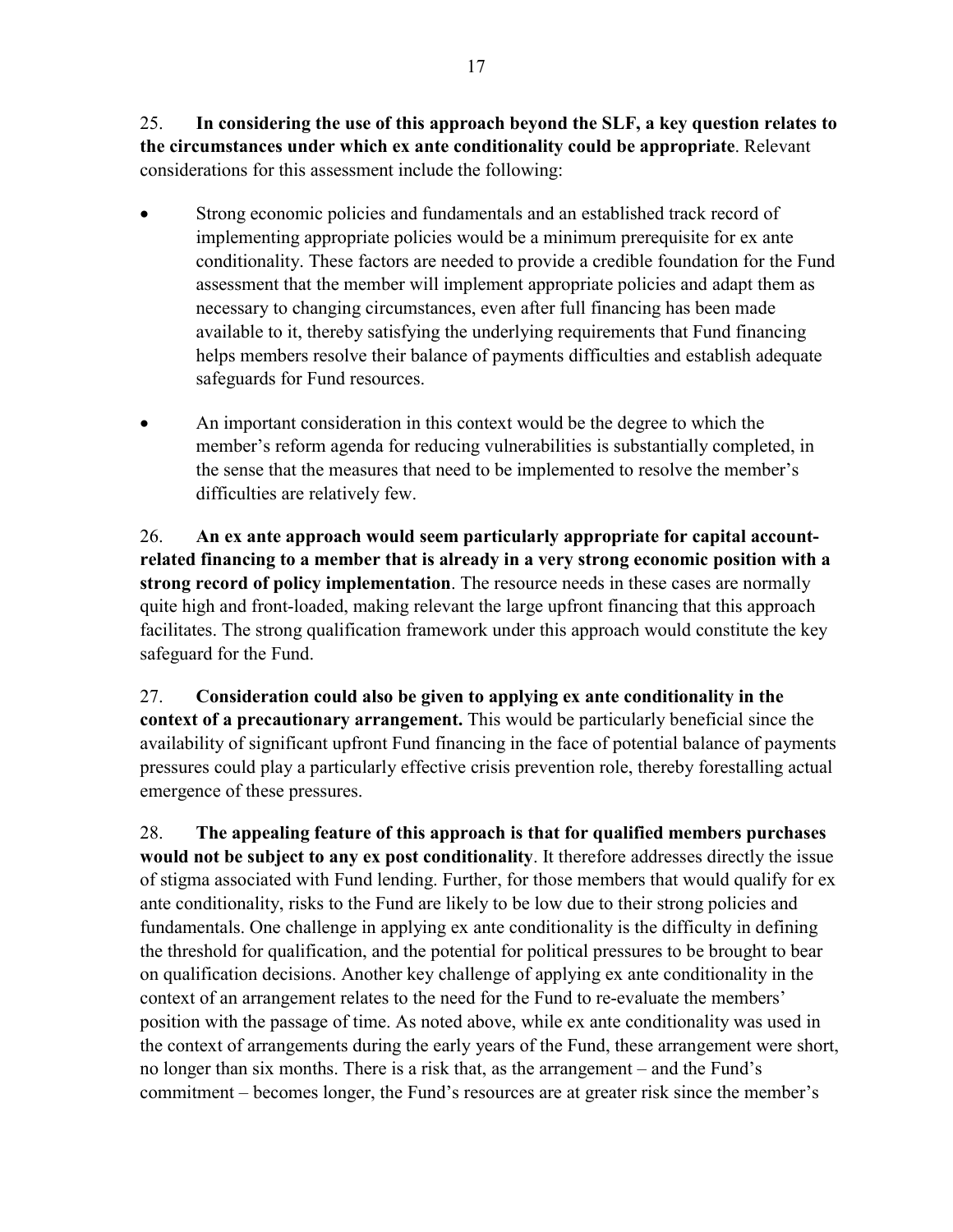25. **In considering the use of this approach beyond the SLF, a key question relates to the circumstances under which ex ante conditionality could be appropriate**. Relevant considerations for this assessment include the following:

- Strong economic policies and fundamentals and an established track record of implementing appropriate policies would be a minimum prerequisite for ex ante conditionality. These factors are needed to provide a credible foundation for the Fund assessment that the member will implement appropriate policies and adapt them as necessary to changing circumstances, even after full financing has been made available to it, thereby satisfying the underlying requirements that Fund financing helps members resolve their balance of payments difficulties and establish adequate safeguards for Fund resources.

- An important consideration in this context would be the degree to which the member's reform agenda for reducing vulnerabilities is substantially completed, in the sense that the measures that need to be implemented to resolve the member's difficulties are relatively few.

26. **An ex ante approach would seem particularly appropriate for capital account-related financing to a member that is already in a very strong economic position with a strong record of policy implementation**. The resource needs in these cases are normally quite high and front-loaded, making relevant the large upfront financing that this approach facilitates. The strong qualification framework under this approach would constitute the key safeguard for the Fund.

27. **Consideration could also be given to applying ex ante conditionality in the context of a precautionary arrangement.** This would be particularly beneficial since the availability of significant upfront Fund financing in the face of potential balance of payments pressures could play a particularly effective crisis prevention role, thereby forestalling actual emergence of these pressures.

28. **The appealing feature of this approach is that for qualified members purchases would not be subject to any ex post conditionality**. It therefore addresses directly the issue of stigma associated with Fund lending. Further, for those members that would qualify for ex ante conditionality, risks to the Fund are likely to be low due to their strong policies and fundamentals. One challenge in applying ex ante conditionality is the difficulty in defining the threshold for qualification, and the potential for political pressures to be brought to bear on qualification decisions. Another key challenge of applying ex ante conditionality in the context of an arrangement relates to the need for the Fund to re-evaluate the members' position with the passage of time. As noted above, while ex ante conditionality was used in the context of arrangements during the early years of the Fund, these arrangement were short, no longer than six months. There is a risk that, as the arrangement – and the Fund's commitment – becomes longer, the Fund's resources are at greater risk since the member's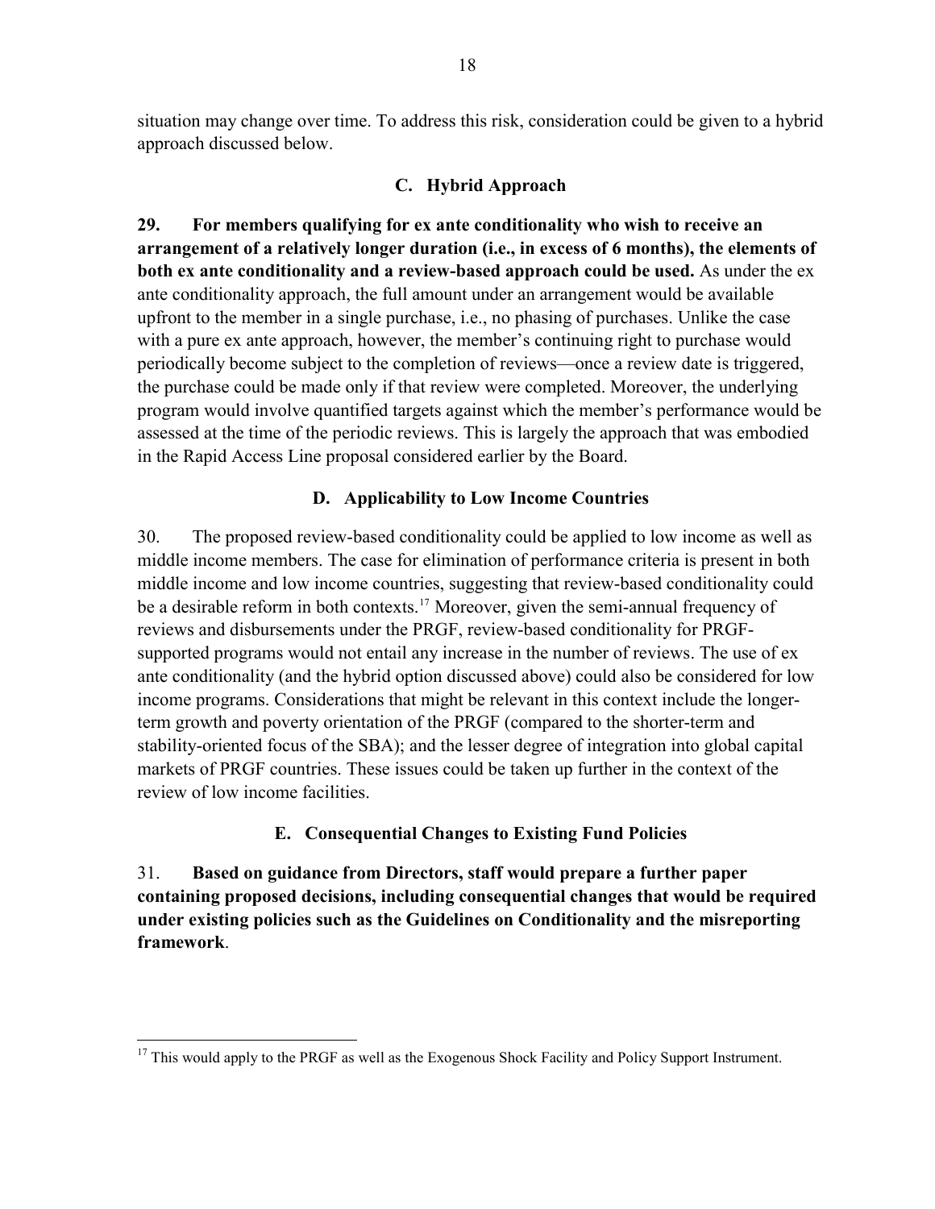situation may change over time. To address this risk, consideration could be given to a hybrid approach discussed below.

### C. Hybrid Approach

**29. For members qualifying for ex ante conditionality who wish to receive an arrangement of a relatively longer duration (i.e., in excess of 6 months), the elements of both ex ante conditionality and a review-based approach could be used.** As under the ex ante conditionality approach, the full amount under an arrangement would be available upfront to the member in a single purchase, i.e., no phasing of purchases. Unlike the case with a pure ex ante approach, however, the member's continuing right to purchase would periodically become subject to the completion of reviews—once a review date is triggered, the purchase could be made only if that review were completed. Moreover, the underlying program would involve quantified targets against which the member's performance would be assessed at the time of the periodic reviews. This is largely the approach that was embodied in the Rapid Access Line proposal considered earlier by the Board.

### D. Applicability to Low Income Countries

30. The proposed review-based conditionality could be applied to low income as well as middle income members. The case for elimination of performance criteria is present in both middle income and low income countries, suggesting that review-based conditionality could be a desirable reform in both contexts.[17] Moreover, given the semi-annual frequency of reviews and disbursements under the PRGF, review-based conditionality for PRGF-supported programs would not entail any increase in the number of reviews. The use of ex ante conditionality (and the hybrid option discussed above) could also be considered for low income programs. Considerations that might be relevant in this context include the longer-term growth and poverty orientation of the PRGF (compared to the shorter-term and stability-oriented focus of the SBA); and the lesser degree of integration into global capital markets of PRGF countries. These issues could be taken up further in the context of the review of low income facilities.

### E. Consequential Changes to Existing Fund Policies

31. **Based on guidance from Directors, staff would prepare a further paper containing proposed decisions, including consequential changes that would be required under existing policies such as the Guidelines on Conditionality and the misreporting framework**.

---

[17] This would apply to the PRGF as well as the Exogenous Shock Facility and Policy Support Instrument.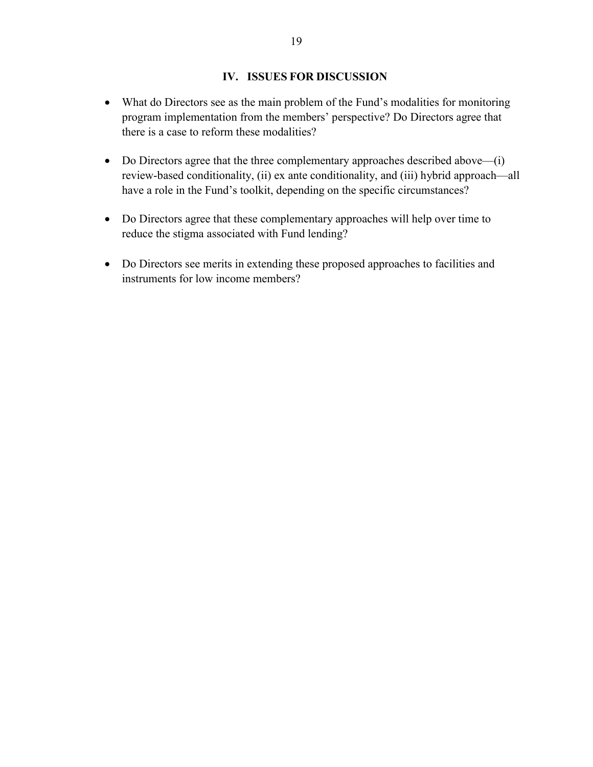## IV. ISSUES FOR DISCUSSION

- What do Directors see as the main problem of the Fund's modalities for monitoring program implementation from the members' perspective? Do Directors agree that there is a case to reform these modalities?

- Do Directors agree that the three complementary approaches described above—(i) review-based conditionality, (ii) ex ante conditionality, and (iii) hybrid approach—all have a role in the Fund's toolkit, depending on the specific circumstances?

- Do Directors agree that these complementary approaches will help over time to reduce the stigma associated with Fund lending?

- Do Directors see merits in extending these proposed approaches to facilities and instruments for low income members?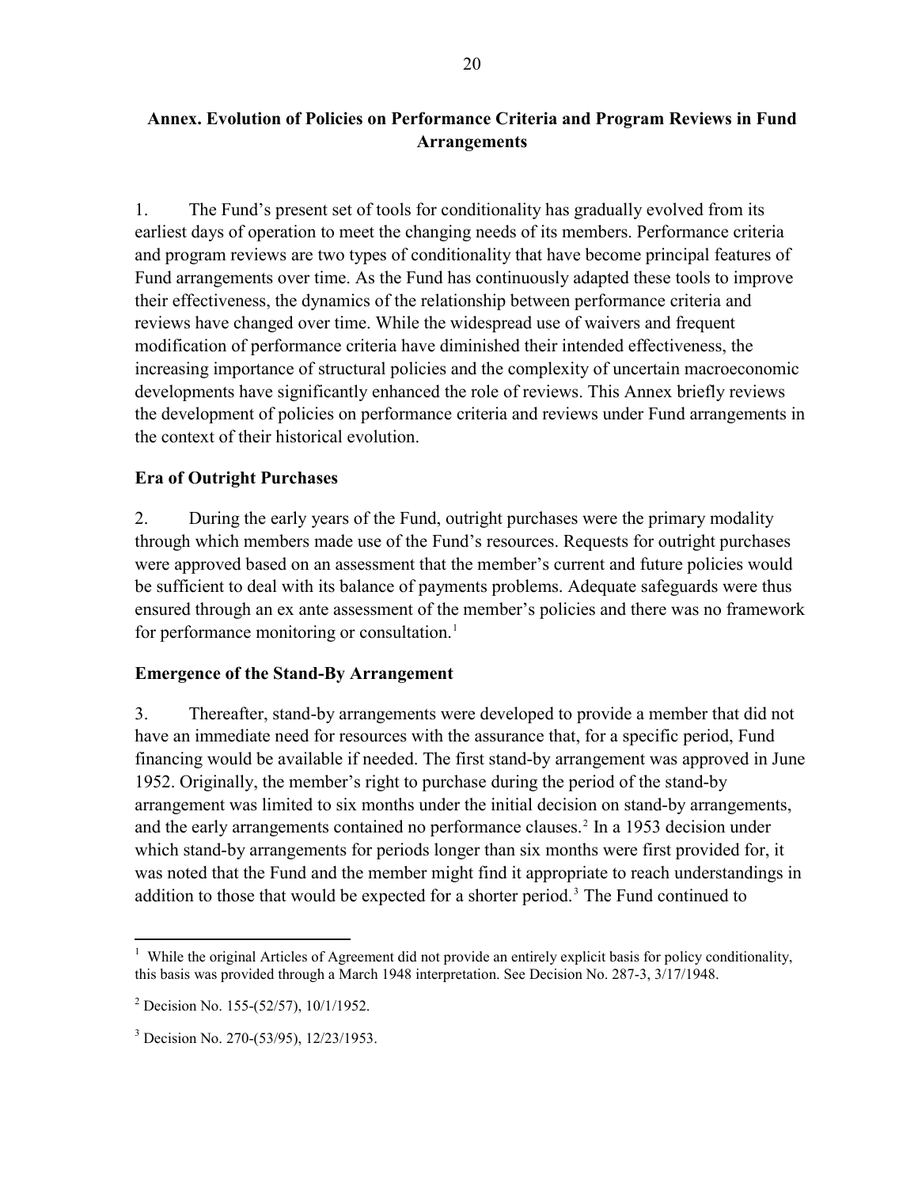# Annex. Evolution of Policies on Performance Criteria and Program Reviews in Fund Arrangements

1. The Fund's present set of tools for conditionality has gradually evolved from its earliest days of operation to meet the changing needs of its members. Performance criteria and program reviews are two types of conditionality that have become principal features of Fund arrangements over time. As the Fund has continuously adapted these tools to improve their effectiveness, the dynamics of the relationship between performance criteria and reviews have changed over time. While the widespread use of waivers and frequent modification of performance criteria have diminished their intended effectiveness, the increasing importance of structural policies and the complexity of uncertain macroeconomic developments have significantly enhanced the role of reviews. This Annex briefly reviews the development of policies on performance criteria and reviews under Fund arrangements in the context of their historical evolution.

## Era of Outright Purchases

2. During the early years of the Fund, outright purchases were the primary modality through which members made use of the Fund's resources. Requests for outright purchases were approved based on an assessment that the member's current and future policies would be sufficient to deal with its balance of payments problems. Adequate safeguards were thus ensured through an ex ante assessment of the member's policies and there was no framework for performance monitoring or consultation.[1]

## Emergence of the Stand-By Arrangement

3. Thereafter, stand-by arrangements were developed to provide a member that did not have an immediate need for resources with the assurance that, for a specific period, Fund financing would be available if needed. The first stand-by arrangement was approved in June 1952. Originally, the member's right to purchase during the period of the stand-by arrangement was limited to six months under the initial decision on stand-by arrangements, and the early arrangements contained no performance clauses.[2] In a 1953 decision under which stand-by arrangements for periods longer than six months were first provided for, it was noted that the Fund and the member might find it appropriate to reach understandings in addition to those that would be expected for a shorter period.[3] The Fund continued to

---

[1] While the original Articles of Agreement did not provide an entirely explicit basis for policy conditionality, this basis was provided through a March 1948 interpretation. See Decision No. 287-3, 3/17/1948.

[2] Decision No. 155-(52/57), 10/1/1952.

[3] Decision No. 270-(53/95), 12/23/1953.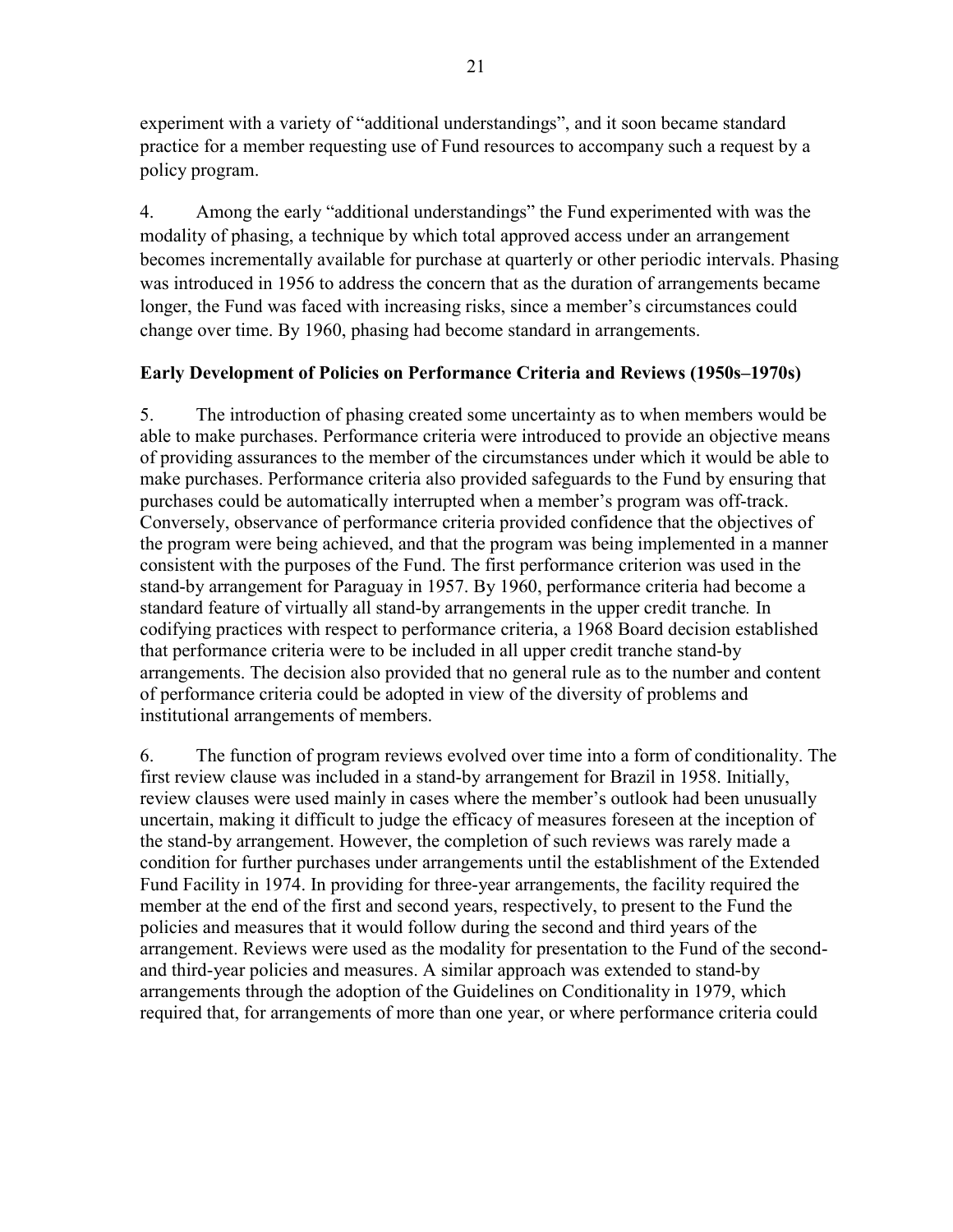experiment with a variety of "additional understandings", and it soon became standard practice for a member requesting use of Fund resources to accompany such a request by a policy program.

4. Among the early "additional understandings" the Fund experimented with was the modality of phasing, a technique by which total approved access under an arrangement becomes incrementally available for purchase at quarterly or other periodic intervals. Phasing was introduced in 1956 to address the concern that as the duration of arrangements became longer, the Fund was faced with increasing risks, since a member's circumstances could change over time. By 1960, phasing had become standard in arrangements.

**Early Development of Policies on Performance Criteria and Reviews (1950s–1970s)**

5. The introduction of phasing created some uncertainty as to when members would be able to make purchases. Performance criteria were introduced to provide an objective means of providing assurances to the member of the circumstances under which it would be able to make purchases. Performance criteria also provided safeguards to the Fund by ensuring that purchases could be automatically interrupted when a member's program was off-track. Conversely, observance of performance criteria provided confidence that the objectives of the program were being achieved, and that the program was being implemented in a manner consistent with the purposes of the Fund. The first performance criterion was used in the stand-by arrangement for Paraguay in 1957. By 1960, performance criteria had become a standard feature of virtually all stand-by arrangements in the upper credit tranche. In codifying practices with respect to performance criteria, a 1968 Board decision established that performance criteria were to be included in all upper credit tranche stand-by arrangements. The decision also provided that no general rule as to the number and content of performance criteria could be adopted in view of the diversity of problems and institutional arrangements of members.

6. The function of program reviews evolved over time into a form of conditionality. The first review clause was included in a stand-by arrangement for Brazil in 1958. Initially, review clauses were used mainly in cases where the member's outlook had been unusually uncertain, making it difficult to judge the efficacy of measures foreseen at the inception of the stand-by arrangement. However, the completion of such reviews was rarely made a condition for further purchases under arrangements until the establishment of the Extended Fund Facility in 1974. In providing for three-year arrangements, the facility required the member at the end of the first and second years, respectively, to present to the Fund the policies and measures that it would follow during the second and third years of the arrangement. Reviews were used as the modality for presentation to the Fund of the second- and third-year policies and measures. A similar approach was extended to stand-by arrangements through the adoption of the Guidelines on Conditionality in 1979, which required that, for arrangements of more than one year, or where performance criteria could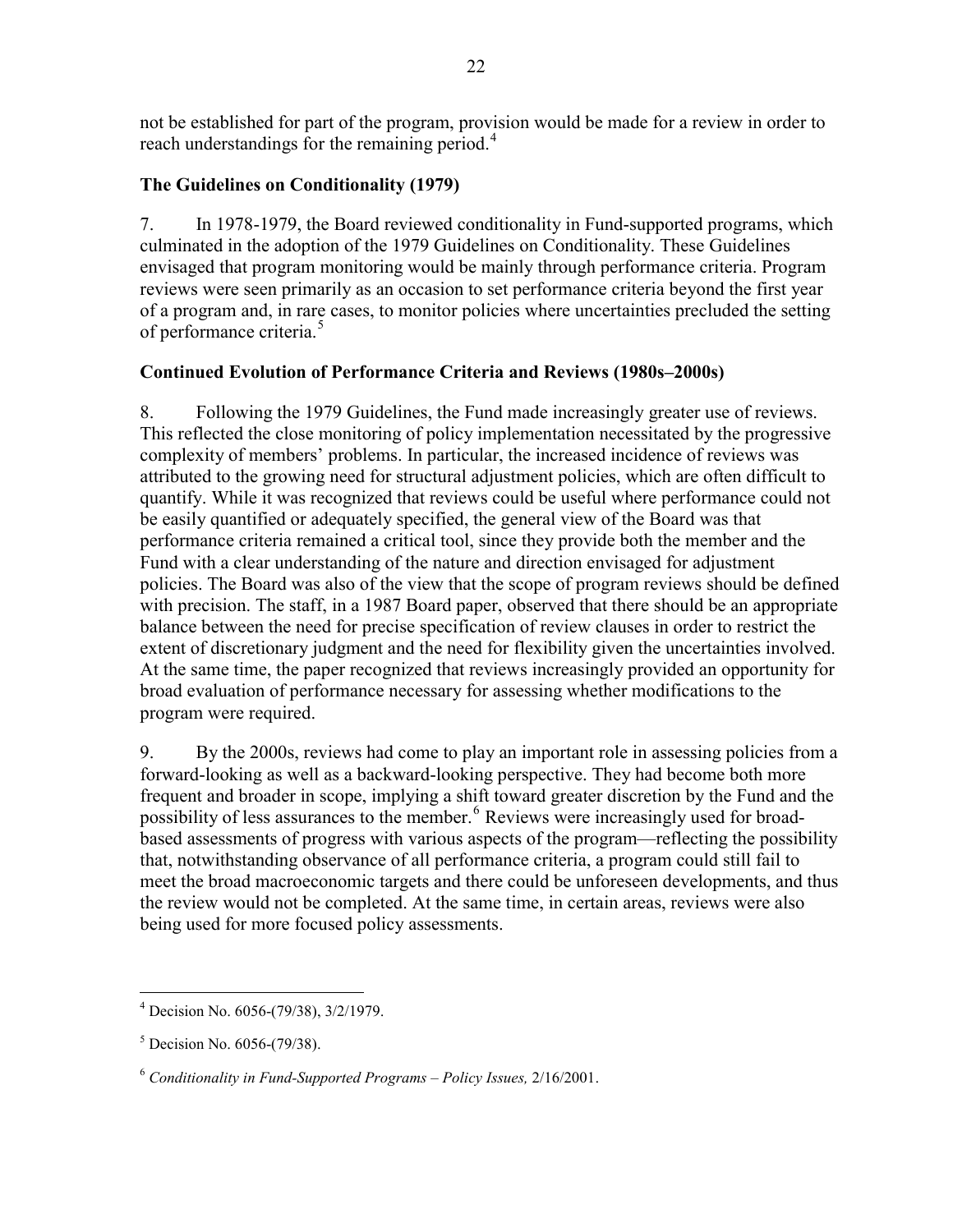not be established for part of the program, provision would be made for a review in order to reach understandings for the remaining period.[4]

### The Guidelines on Conditionality (1979)

7. In 1978-1979, the Board reviewed conditionality in Fund-supported programs, which culminated in the adoption of the 1979 Guidelines on Conditionality. These Guidelines envisaged that program monitoring would be mainly through performance criteria. Program reviews were seen primarily as an occasion to set performance criteria beyond the first year of a program and, in rare cases, to monitor policies where uncertainties precluded the setting of performance criteria.[5]

### Continued Evolution of Performance Criteria and Reviews (1980s–2000s)

8. Following the 1979 Guidelines, the Fund made increasingly greater use of reviews. This reflected the close monitoring of policy implementation necessitated by the progressive complexity of members' problems. In particular, the increased incidence of reviews was attributed to the growing need for structural adjustment policies, which are often difficult to quantify. While it was recognized that reviews could be useful where performance could not be easily quantified or adequately specified, the general view of the Board was that performance criteria remained a critical tool, since they provide both the member and the Fund with a clear understanding of the nature and direction envisaged for adjustment policies. The Board was also of the view that the scope of program reviews should be defined with precision. The staff, in a 1987 Board paper, observed that there should be an appropriate balance between the need for precise specification of review clauses in order to restrict the extent of discretionary judgment and the need for flexibility given the uncertainties involved. At the same time, the paper recognized that reviews increasingly provided an opportunity for broad evaluation of performance necessary for assessing whether modifications to the program were required.

9. By the 2000s, reviews had come to play an important role in assessing policies from a forward-looking as well as a backward-looking perspective. They had become both more frequent and broader in scope, implying a shift toward greater discretion by the Fund and the possibility of less assurances to the member.[6] Reviews were increasingly used for broad-based assessments of progress with various aspects of the program—reflecting the possibility that, notwithstanding observance of all performance criteria, a program could still fail to meet the broad macroeconomic targets and there could be unforeseen developments, and thus the review would not be completed. At the same time, in certain areas, reviews were also being used for more focused policy assessments.

---

[4] Decision No. 6056-(79/38), 3/2/1979.

[5] Decision No. 6056-(79/38).

[6] *Conditionality in Fund-Supported Programs – Policy Issues,* 2/16/2001.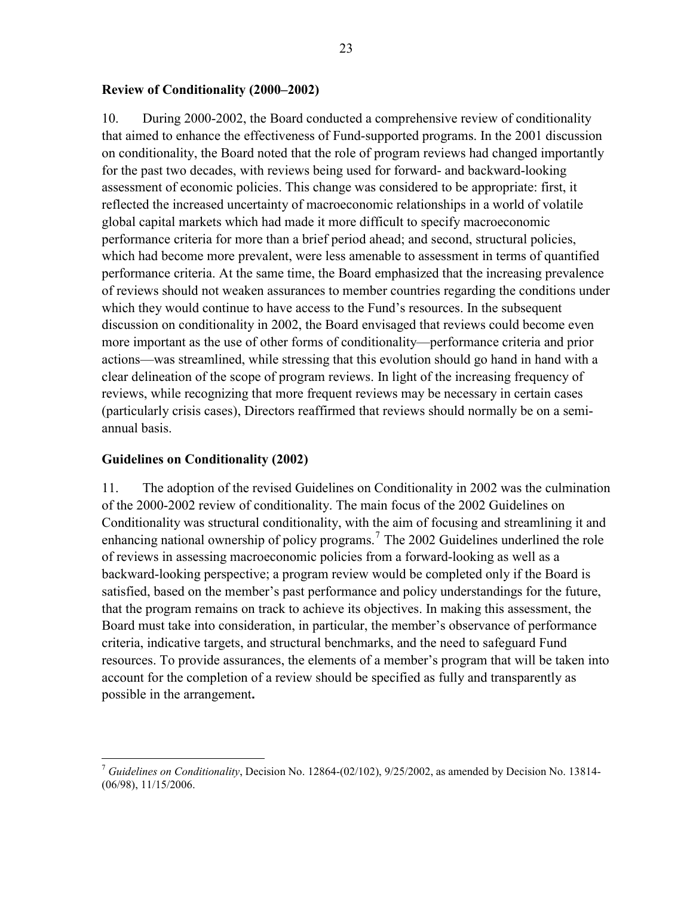### Review of Conditionality (2000–2002)

10. During 2000-2002, the Board conducted a comprehensive review of conditionality that aimed to enhance the effectiveness of Fund-supported programs. In the 2001 discussion on conditionality, the Board noted that the role of program reviews had changed importantly for the past two decades, with reviews being used for forward- and backward-looking assessment of economic policies. This change was considered to be appropriate: first, it reflected the increased uncertainty of macroeconomic relationships in a world of volatile global capital markets which had made it more difficult to specify macroeconomic performance criteria for more than a brief period ahead; and second, structural policies, which had become more prevalent, were less amenable to assessment in terms of quantified performance criteria. At the same time, the Board emphasized that the increasing prevalence of reviews should not weaken assurances to member countries regarding the conditions under which they would continue to have access to the Fund's resources. In the subsequent discussion on conditionality in 2002, the Board envisaged that reviews could become even more important as the use of other forms of conditionality—performance criteria and prior actions—was streamlined, while stressing that this evolution should go hand in hand with a clear delineation of the scope of program reviews. In light of the increasing frequency of reviews, while recognizing that more frequent reviews may be necessary in certain cases (particularly crisis cases), Directors reaffirmed that reviews should normally be on a semi-annual basis.

### Guidelines on Conditionality (2002)

11. The adoption of the revised Guidelines on Conditionality in 2002 was the culmination of the 2000-2002 review of conditionality. The main focus of the 2002 Guidelines on Conditionality was structural conditionality, with the aim of focusing and streamlining it and enhancing national ownership of policy programs.[7] The 2002 Guidelines underlined the role of reviews in assessing macroeconomic policies from a forward-looking as well as a backward-looking perspective; a program review would be completed only if the Board is satisfied, based on the member's past performance and policy understandings for the future, that the program remains on track to achieve its objectives. In making this assessment, the Board must take into consideration, in particular, the member's observance of performance criteria, indicative targets, and structural benchmarks, and the need to safeguard Fund resources. To provide assurances, the elements of a member's program that will be taken into account for the completion of a review should be specified as fully and transparently as possible in the arrangement**.**

---

[7] *Guidelines on Conditionality*, Decision No. 12864-(02/102), 9/25/2002, as amended by Decision No. 13814-(06/98), 11/15/2006.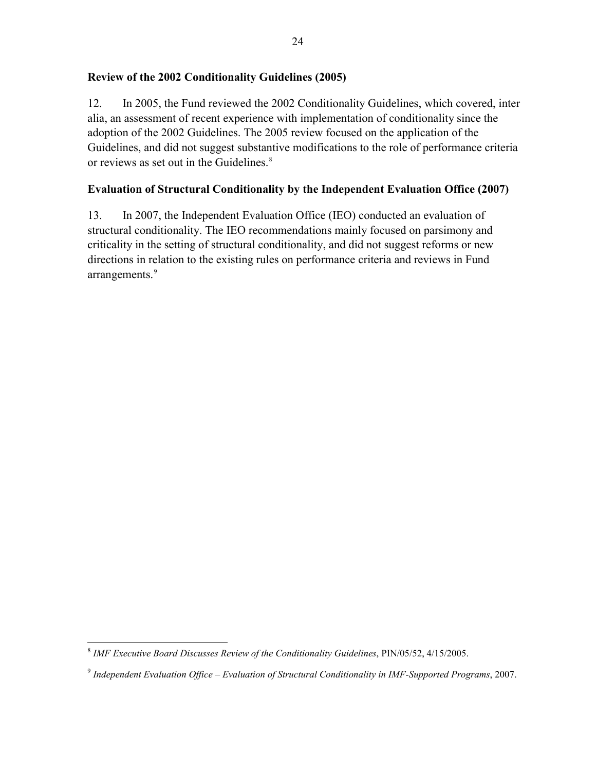**Review of the 2002 Conditionality Guidelines (2005)**

12. In 2005, the Fund reviewed the 2002 Conditionality Guidelines, which covered, inter alia, an assessment of recent experience with implementation of conditionality since the adoption of the 2002 Guidelines. The 2005 review focused on the application of the Guidelines, and did not suggest substantive modifications to the role of performance criteria or reviews as set out in the Guidelines.[8]

**Evaluation of Structural Conditionality by the Independent Evaluation Office (2007)**

13. In 2007, the Independent Evaluation Office (IEO) conducted an evaluation of structural conditionality. The IEO recommendations mainly focused on parsimony and criticality in the setting of structural conditionality, and did not suggest reforms or new directions in relation to the existing rules on performance criteria and reviews in Fund arrangements.[9]

---

[8] *IMF Executive Board Discusses Review of the Conditionality Guidelines*, PIN/05/52, 4/15/2005.

[9] *Independent Evaluation Office – Evaluation of Structural Conditionality in IMF-Supported Programs*, 2007.